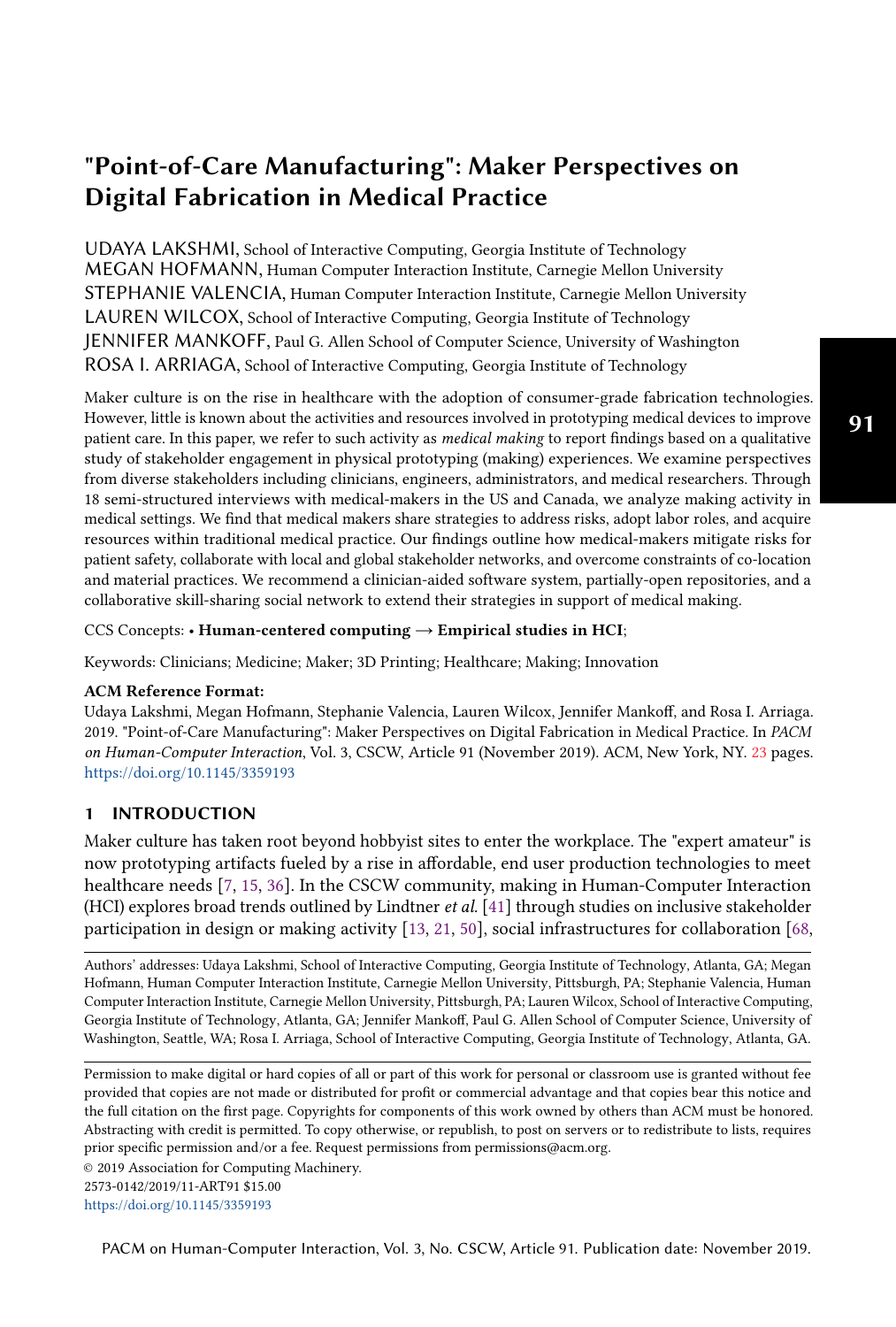# "Point-of-Care Manufacturing": Maker Perspectives on Digital Fabrication in Medical Practice

UDAYA LAKSHMI, School of Interactive Computing, Georgia Institute of Technology
MEGAN HOFMANN, Human Computer Interaction Institute, Carnegie Mellon University
STEPHANIE VALENCIA, Human Computer Interaction Institute, Carnegie Mellon University
LAUREN WILCOX, School of Interactive Computing, Georgia Institute of Technology
JENNIFER MANKOFF, Paul G. Allen School of Computer Science, University of Washington
ROSA I. ARRIAGA, School of Interactive Computing, Georgia Institute of Technology

Maker culture is on the rise in healthcare with the adoption of consumer-grade fabrication technologies. However, little is known about the activities and resources involved in prototyping medical devices to improve patient care. In this paper, we refer to such activity as *medical making* to report findings based on a qualitative study of stakeholder engagement in physical prototyping (making) experiences. We examine perspectives from diverse stakeholders including clinicians, engineers, administrators, and medical researchers. Through 18 semi-structured interviews with medical-makers in the US and Canada, we analyze making activity in medical settings. We find that medical makers share strategies to address risks, adopt labor roles, and acquire resources within traditional medical practice. Our findings outline how medical-makers mitigate risks for patient safety, collaborate with local and global stakeholder networks, and overcome constraints of co-location and material practices. We recommend a clinician-aided software system, partially-open repositories, and a collaborative skill-sharing social network to extend their strategies in support of medical making.

CCS Concepts: • **Human-centered computing → Empirical studies in HCI**;

Keywords: Clinicians; Medicine; Maker; 3D Printing; Healthcare; Making; Innovation

**ACM Reference Format:**
Udaya Lakshmi, Megan Hofmann, Stephanie Valencia, Lauren Wilcox, Jennifer Mankoff, and Rosa I. Arriaga. 2019. "Point-of-Care Manufacturing": Maker Perspectives on Digital Fabrication in Medical Practice. In *PACM on Human-Computer Interaction*, Vol. 3, CSCW, Article 91 (November 2019). ACM, New York, NY. 23 pages. https://doi.org/10.1145/3359193

## 1 INTRODUCTION

Maker culture has taken root beyond hobbyist sites to enter the workplace. The "expert amateur" is now prototyping artifacts fueled by a rise in affordable, end user production technologies to meet healthcare needs [7, 15, 36]. In the CSCW community, making in Human-Computer Interaction (HCI) explores broad trends outlined by Lindtner *et al.* [41] through studies on inclusive stakeholder participation in design or making activity [13, 21, 50], social infrastructures for collaboration [68,

Authors' addresses: Udaya Lakshmi, School of Interactive Computing, Georgia Institute of Technology, Atlanta, GA; Megan Hofmann, Human Computer Interaction Institute, Carnegie Mellon University, Pittsburgh, PA; Stephanie Valencia, Human Computer Interaction Institute, Carnegie Mellon University, Pittsburgh, PA; Lauren Wilcox, School of Interactive Computing, Georgia Institute of Technology, Atlanta, GA; Jennifer Mankoff, Paul G. Allen School of Computer Science, University of Washington, Seattle, WA; Rosa I. Arriaga, School of Interactive Computing, Georgia Institute of Technology, Atlanta, GA.

Permission to make digital or hard copies of all or part of this work for personal or classroom use is granted without fee provided that copies are not made or distributed for profit or commercial advantage and that copies bear this notice and the full citation on the first page. Copyrights for components of this work owned by others than ACM must be honored. Abstracting with credit is permitted. To copy otherwise, or republish, to post on servers or to redistribute to lists, requires prior specific permission and/or a fee. Request permissions from permissions@acm.org.

© 2019 Association for Computing Machinery.
2573-0142/2019/11-ART91 $15.00
https://doi.org/10.1145/3359193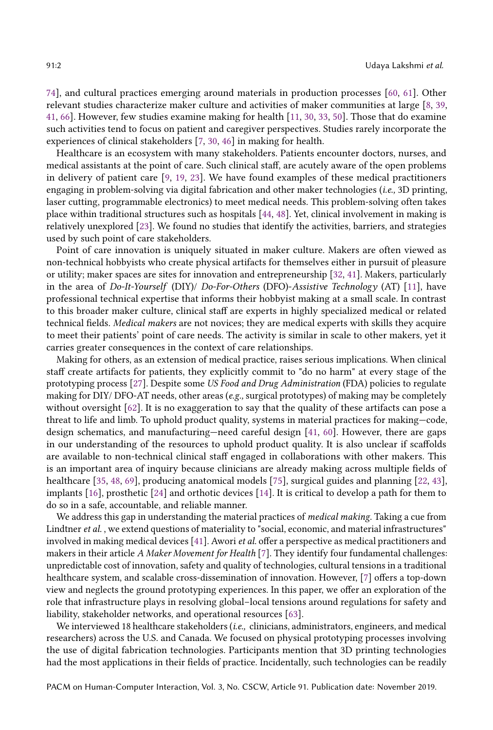74], and cultural practices emerging around materials in production processes [60, 61]. Other relevant studies characterize maker culture and activities of maker communities at large [8, 39, 41, 66]. However, few studies examine making for health [11, 30, 33, 50]. Those that do examine such activities tend to focus on patient and caregiver perspectives. Studies rarely incorporate the experiences of clinical stakeholders [7, 30, 46] in making for health.

Healthcare is an ecosystem with many stakeholders. Patients encounter doctors, nurses, and medical assistants at the point of care. Such clinical staff, are acutely aware of the open problems in delivery of patient care [9, 19, 23]. We have found examples of these medical practitioners engaging in problem-solving via digital fabrication and other maker technologies (*i.e.,* 3D printing, laser cutting, programmable electronics) to meet medical needs. This problem-solving often takes place within traditional structures such as hospitals [44, 48]. Yet, clinical involvement in making is relatively unexplored [23]. We found no studies that identify the activities, barriers, and strategies used by such point of care stakeholders.

Point of care innovation is uniquely situated in maker culture. Makers are often viewed as non-technical hobbyists who create physical artifacts for themselves either in pursuit of pleasure or utility; maker spaces are sites for innovation and entrepreneurship [32, 41]. Makers, particularly in the area of *Do-It-Yourself* (DIY)/ *Do-For-Others* (DFO)-*Assistive Technology* (AT) [11], have professional technical expertise that informs their hobbyist making at a small scale. In contrast to this broader maker culture, clinical staff are experts in highly specialized medical or related technical fields. *Medical makers* are not novices; they are medical experts with skills they acquire to meet their patients' point of care needs. The activity is similar in scale to other makers, yet it carries greater consequences in the context of care relationships.

Making for others, as an extension of medical practice, raises serious implications. When clinical staff create artifacts for patients, they explicitly commit to "do no harm" at every stage of the prototyping process [27]. Despite some *US Food and Drug Administration* (FDA) policies to regulate making for DIY/ DFO-AT needs, other areas (*e.g.,* surgical prototypes) of making may be completely without oversight [62]. It is no exaggeration to say that the quality of these artifacts can pose a threat to life and limb. To uphold product quality, systems in material practices for making—code, design schematics, and manufacturing—need careful design [41, 60]. However, there are gaps in our understanding of the resources to uphold product quality. It is also unclear if scaffolds are available to non-technical clinical staff engaged in collaborations with other makers. This is an important area of inquiry because clinicians are already making across multiple fields of healthcare [35, 48, 69], producing anatomical models [75], surgical guides and planning [22, 43], implants [16], prosthetic [24] and orthotic devices [14]. It is critical to develop a path for them to do so in a safe, accountable, and reliable manner.

We address this gap in understanding the material practices of *medical making*. Taking a cue from Lindtner *et al.* , we extend questions of materiality to "social, economic, and material infrastructures" involved in making medical devices [41]. Awori *et al.* offer a perspective as medical practitioners and makers in their article *A Maker Movement for Health* [7]. They identify four fundamental challenges: unpredictable cost of innovation, safety and quality of technologies, cultural tensions in a traditional healthcare system, and scalable cross-dissemination of innovation. However, [7] offers a top-down view and neglects the ground prototyping experiences. In this paper, we offer an exploration of the role that infrastructure plays in resolving global–local tensions around regulations for safety and liability, stakeholder networks, and operational resources [63].

We interviewed 18 healthcare stakeholders (*i.e.,* clinicians, administrators, engineers, and medical researchers) across the U.S. and Canada. We focused on physical prototyping processes involving the use of digital fabrication technologies. Participants mention that 3D printing technologies had the most applications in their fields of practice. Incidentally, such technologies can be readily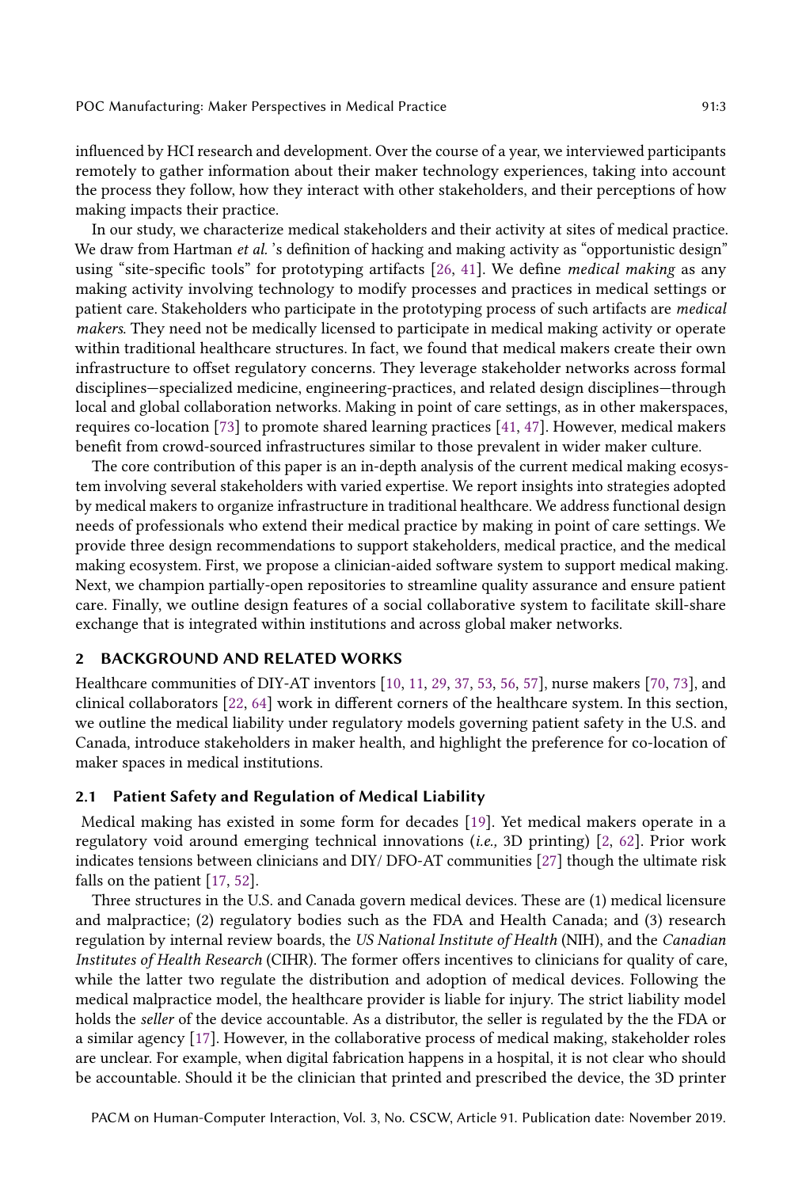influenced by HCI research and development. Over the course of a year, we interviewed participants remotely to gather information about their maker technology experiences, taking into account the process they follow, how they interact with other stakeholders, and their perceptions of how making impacts their practice.

In our study, we characterize medical stakeholders and their activity at sites of medical practice. We draw from Hartman *et al.* 's definition of hacking and making activity as "opportunistic design" using "site-specific tools" for prototyping artifacts [26, 41]. We define *medical making* as any making activity involving technology to modify processes and practices in medical settings or patient care. Stakeholders who participate in the prototyping process of such artifacts are *medical makers*. They need not be medically licensed to participate in medical making activity or operate within traditional healthcare structures. In fact, we found that medical makers create their own infrastructure to offset regulatory concerns. They leverage stakeholder networks across formal disciplines—specialized medicine, engineering-practices, and related design disciplines—through local and global collaboration networks. Making in point of care settings, as in other makerspaces, requires co-location [73] to promote shared learning practices [41, 47]. However, medical makers benefit from crowd-sourced infrastructures similar to those prevalent in wider maker culture.

The core contribution of this paper is an in-depth analysis of the current medical making ecosystem involving several stakeholders with varied expertise. We report insights into strategies adopted by medical makers to organize infrastructure in traditional healthcare. We address functional design needs of professionals who extend their medical practice by making in point of care settings. We provide three design recommendations to support stakeholders, medical practice, and the medical making ecosystem. First, we propose a clinician-aided software system to support medical making. Next, we champion partially-open repositories to streamline quality assurance and ensure patient care. Finally, we outline design features of a social collaborative system to facilitate skill-share exchange that is integrated within institutions and across global maker networks.

## 2 BACKGROUND AND RELATED WORKS

Healthcare communities of DIY-AT inventors [10, 11, 29, 37, 53, 56, 57], nurse makers [70, 73], and clinical collaborators [22, 64] work in different corners of the healthcare system. In this section, we outline the medical liability under regulatory models governing patient safety in the U.S. and Canada, introduce stakeholders in maker health, and highlight the preference for co-location of maker spaces in medical institutions.

### 2.1 Patient Safety and Regulation of Medical Liability

Medical making has existed in some form for decades [19]. Yet medical makers operate in a regulatory void around emerging technical innovations (*i.e.,* 3D printing) [2, 62]. Prior work indicates tensions between clinicians and DIY/ DFO-AT communities [27] though the ultimate risk falls on the patient [17, 52].

Three structures in the U.S. and Canada govern medical devices. These are (1) medical licensure and malpractice; (2) regulatory bodies such as the FDA and Health Canada; and (3) research regulation by internal review boards, the *US National Institute of Health* (NIH), and the *Canadian Institutes of Health Research* (CIHR). The former offers incentives to clinicians for quality of care, while the latter two regulate the distribution and adoption of medical devices. Following the medical malpractice model, the healthcare provider is liable for injury. The strict liability model holds the *seller* of the device accountable. As a distributor, the seller is regulated by the the FDA or a similar agency [17]. However, in the collaborative process of medical making, stakeholder roles are unclear. For example, when digital fabrication happens in a hospital, it is not clear who should be accountable. Should it be the clinician that printed and prescribed the device, the 3D printer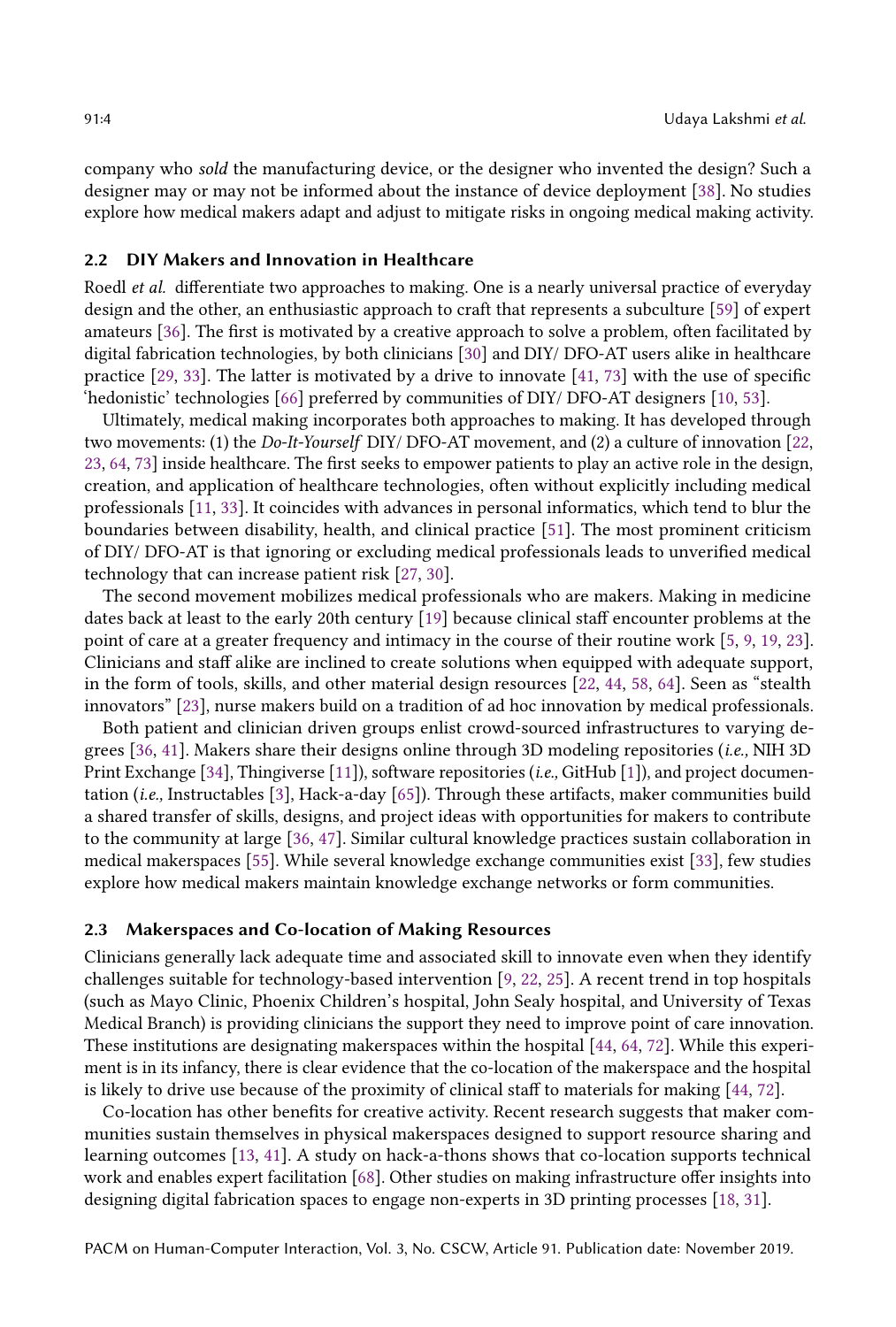company who *sold* the manufacturing device, or the designer who invented the design? Such a designer may or may not be informed about the instance of device deployment [38]. No studies explore how medical makers adapt and adjust to mitigate risks in ongoing medical making activity.

## 2.2 DIY Makers and Innovation in Healthcare

Roedl *et al.* differentiate two approaches to making. One is a nearly universal practice of everyday design and the other, an enthusiastic approach to craft that represents a subculture [59] of expert amateurs [36]. The first is motivated by a creative approach to solve a problem, often facilitated by digital fabrication technologies, by both clinicians [30] and DIY/ DFO-AT users alike in healthcare practice [29, 33]. The latter is motivated by a drive to innovate [41, 73] with the use of specific 'hedonistic' technologies [66] preferred by communities of DIY/ DFO-AT designers [10, 53].

Ultimately, medical making incorporates both approaches to making. It has developed through two movements: (1) the *Do-It-Yourself* DIY/ DFO-AT movement, and (2) a culture of innovation [22, 23, 64, 73] inside healthcare. The first seeks to empower patients to play an active role in the design, creation, and application of healthcare technologies, often without explicitly including medical professionals [11, 33]. It coincides with advances in personal informatics, which tend to blur the boundaries between disability, health, and clinical practice [51]. The most prominent criticism of DIY/ DFO-AT is that ignoring or excluding medical professionals leads to unverified medical technology that can increase patient risk [27, 30].

The second movement mobilizes medical professionals who are makers. Making in medicine dates back at least to the early 20th century [19] because clinical staff encounter problems at the point of care at a greater frequency and intimacy in the course of their routine work [5, 9, 19, 23]. Clinicians and staff alike are inclined to create solutions when equipped with adequate support, in the form of tools, skills, and other material design resources [22, 44, 58, 64]. Seen as "stealth innovators" [23], nurse makers build on a tradition of ad hoc innovation by medical professionals.

Both patient and clinician driven groups enlist crowd-sourced infrastructures to varying degrees [36, 41]. Makers share their designs online through 3D modeling repositories (*i.e.,* NIH 3D Print Exchange [34], Thingiverse [11]), software repositories (*i.e.,* GitHub [1]), and project documentation (*i.e.,* Instructables [3], Hack-a-day [65]). Through these artifacts, maker communities build a shared transfer of skills, designs, and project ideas with opportunities for makers to contribute to the community at large [36, 47]. Similar cultural knowledge practices sustain collaboration in medical makerspaces [55]. While several knowledge exchange communities exist [33], few studies explore how medical makers maintain knowledge exchange networks or form communities.

## 2.3 Makerspaces and Co-location of Making Resources

Clinicians generally lack adequate time and associated skill to innovate even when they identify challenges suitable for technology-based intervention [9, 22, 25]. A recent trend in top hospitals (such as Mayo Clinic, Phoenix Children's hospital, John Sealy hospital, and University of Texas Medical Branch) is providing clinicians the support they need to improve point of care innovation. These institutions are designating makerspaces within the hospital [44, 64, 72]. While this experiment is in its infancy, there is clear evidence that the co-location of the makerspace and the hospital is likely to drive use because of the proximity of clinical staff to materials for making [44, 72].

Co-location has other benefits for creative activity. Recent research suggests that maker communities sustain themselves in physical makerspaces designed to support resource sharing and learning outcomes [13, 41]. A study on hack-a-thons shows that co-location supports technical work and enables expert facilitation [68]. Other studies on making infrastructure offer insights into designing digital fabrication spaces to engage non-experts in 3D printing processes [18, 31].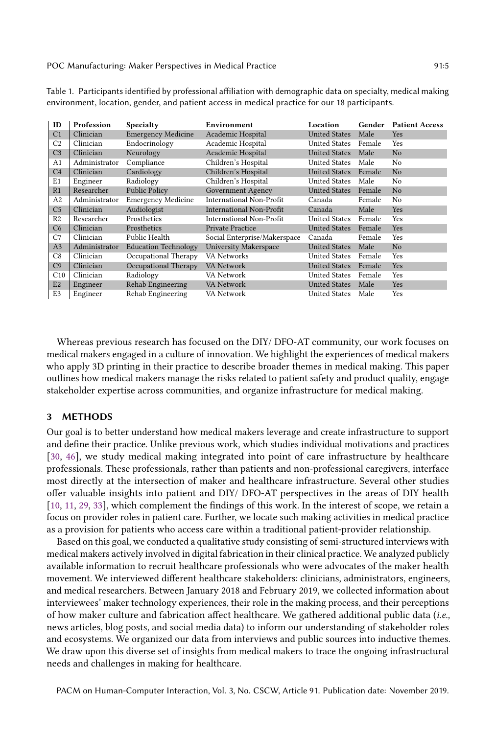Table 1. Participants identified by professional affiliation with demographic data on specialty, medical making environment, location, gender, and patient access in medical practice for our 18 participants.

| ID | Profession | Specialty | Environment | Location | Gender | Patient Access |
|---|---|---|---|---|---|---|
| C1 | Clinician | Emergency Medicine | Academic Hospital | United States | Male | Yes |
| C2 | Clinician | Endocrinology | Academic Hospital | United States | Female | Yes |
| C3 | Clinician | Neurology | Academic Hospital | United States | Male | No |
| A1 | Administrator | Compliance | Children's Hospital | United States | Male | No |
| C4 | Clinician | Cardiology | Children's Hospital | United States | Female | No |
| E1 | Engineer | Radiology | Children's Hospital | United States | Male | No |
| R1 | Researcher | Public Policy | Government Agency | United States | Female | No |
| A2 | Administrator | Emergency Medicine | International Non-Profit | Canada | Female | No |
| C5 | Clinician | Audiologist | International Non-Profit | Canada | Male | Yes |
| R2 | Researcher | Prosthetics | International Non-Profit | United States | Female | Yes |
| C6 | Clinician | Prosthetics | Private Practice | United States | Female | Yes |
| C7 | Clinician | Public Health | Social Enterprise/Makerspace | Canada | Female | Yes |
| A3 | Administrator | Education Technology | University Makerspace | United States | Male | No |
| C8 | Clinician | Occupational Therapy | VA Networks | United States | Female | Yes |
| C9 | Clinician | Occupational Therapy | VA Network | United States | Female | Yes |
| C10 | Clinician | Radiology | VA Network | United States | Female | Yes |
| E2 | Engineer | Rehab Engineering | VA Network | United States | Male | Yes |
| E3 | Engineer | Rehab Engineering | VA Network | United States | Male | Yes |

Whereas previous research has focused on the DIY/ DFO-AT community, our work focuses on medical makers engaged in a culture of innovation. We highlight the experiences of medical makers who apply 3D printing in their practice to describe broader themes in medical making. This paper outlines how medical makers manage the risks related to patient safety and product quality, engage stakeholder expertise across communities, and organize infrastructure for medical making.

## 3 METHODS

Our goal is to better understand how medical makers leverage and create infrastructure to support and define their practice. Unlike previous work, which studies individual motivations and practices [30, 46], we study medical making integrated into point of care infrastructure by healthcare professionals. These professionals, rather than patients and non-professional caregivers, interface most directly at the intersection of maker and healthcare infrastructure. Several other studies offer valuable insights into patient and DIY/ DFO-AT perspectives in the areas of DIY health [10, 11, 29, 33], which complement the findings of this work. In the interest of scope, we retain a focus on provider roles in patient care. Further, we locate such making activities in medical practice as a provision for patients who access care within a traditional patient-provider relationship.

Based on this goal, we conducted a qualitative study consisting of semi-structured interviews with medical makers actively involved in digital fabrication in their clinical practice. We analyzed publicly available information to recruit healthcare professionals who were advocates of the maker health movement. We interviewed different healthcare stakeholders: clinicians, administrators, engineers, and medical researchers. Between January 2018 and February 2019, we collected information about interviewees' maker technology experiences, their role in the making process, and their perceptions of how maker culture and fabrication affect healthcare. We gathered additional public data (*i.e.,* news articles, blog posts, and social media data) to inform our understanding of stakeholder roles and ecosystems. We organized our data from interviews and public sources into inductive themes. We draw upon this diverse set of insights from medical makers to trace the ongoing infrastructural needs and challenges in making for healthcare.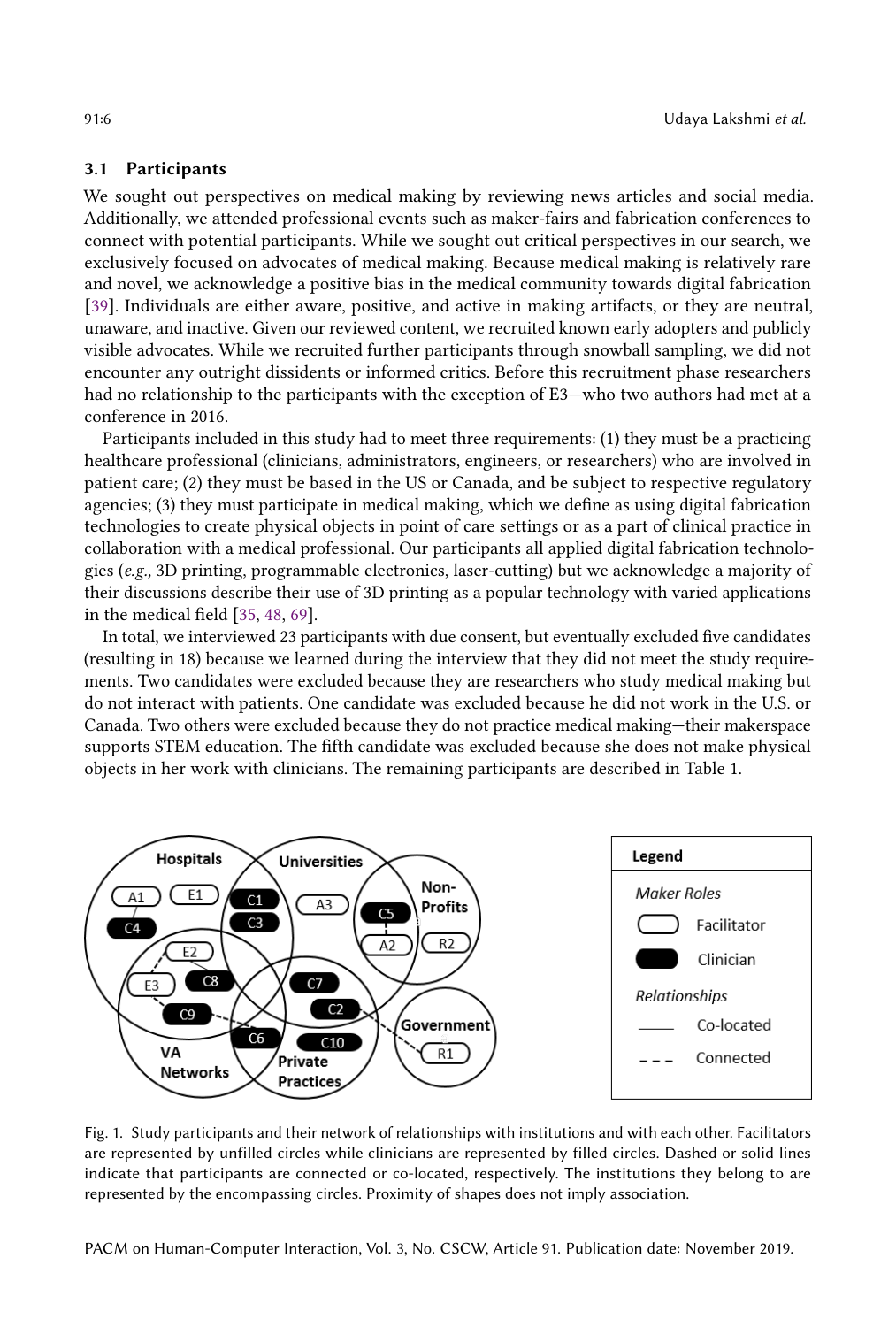### 3.1 Participants

We sought out perspectives on medical making by reviewing news articles and social media. Additionally, we attended professional events such as maker-fairs and fabrication conferences to connect with potential participants. While we sought out critical perspectives in our search, we exclusively focused on advocates of medical making. Because medical making is relatively rare and novel, we acknowledge a positive bias in the medical community towards digital fabrication [39]. Individuals are either aware, positive, and active in making artifacts, or they are neutral, unaware, and inactive. Given our reviewed content, we recruited known early adopters and publicly visible advocates. While we recruited further participants through snowball sampling, we did not encounter any outright dissidents or informed critics. Before this recruitment phase researchers had no relationship to the participants with the exception of E3—who two authors had met at a conference in 2016.

Participants included in this study had to meet three requirements: (1) they must be a practicing healthcare professional (clinicians, administrators, engineers, or researchers) who are involved in patient care; (2) they must be based in the US or Canada, and be subject to respective regulatory agencies; (3) they must participate in medical making, which we define as using digital fabrication technologies to create physical objects in point of care settings or as a part of clinical practice in collaboration with a medical professional. Our participants all applied digital fabrication technologies (*e.g.,* 3D printing, programmable electronics, laser-cutting) but we acknowledge a majority of their discussions describe their use of 3D printing as a popular technology with varied applications in the medical field [35, 48, 69].

In total, we interviewed 23 participants with due consent, but eventually excluded five candidates (resulting in 18) because we learned during the interview that they did not meet the study requirements. Two candidates were excluded because they are researchers who study medical making but do not interact with patients. One candidate was excluded because he did not work in the U.S. or Canada. Two others were excluded because they do not practice medical making—their makerspace supports STEM education. The fifth candidate was excluded because she does not make physical objects in her work with clinicians. The remaining participants are described in Table 1.

Fig. 1. Study participants and their network of relationships with institutions and with each other. Facilitators are represented by unfilled circles while clinicians are represented by filled circles. Dashed or solid lines indicate that participants are connected or co-located, respectively. The institutions they belong to are represented by the encompassing circles. Proximity of shapes does not imply association.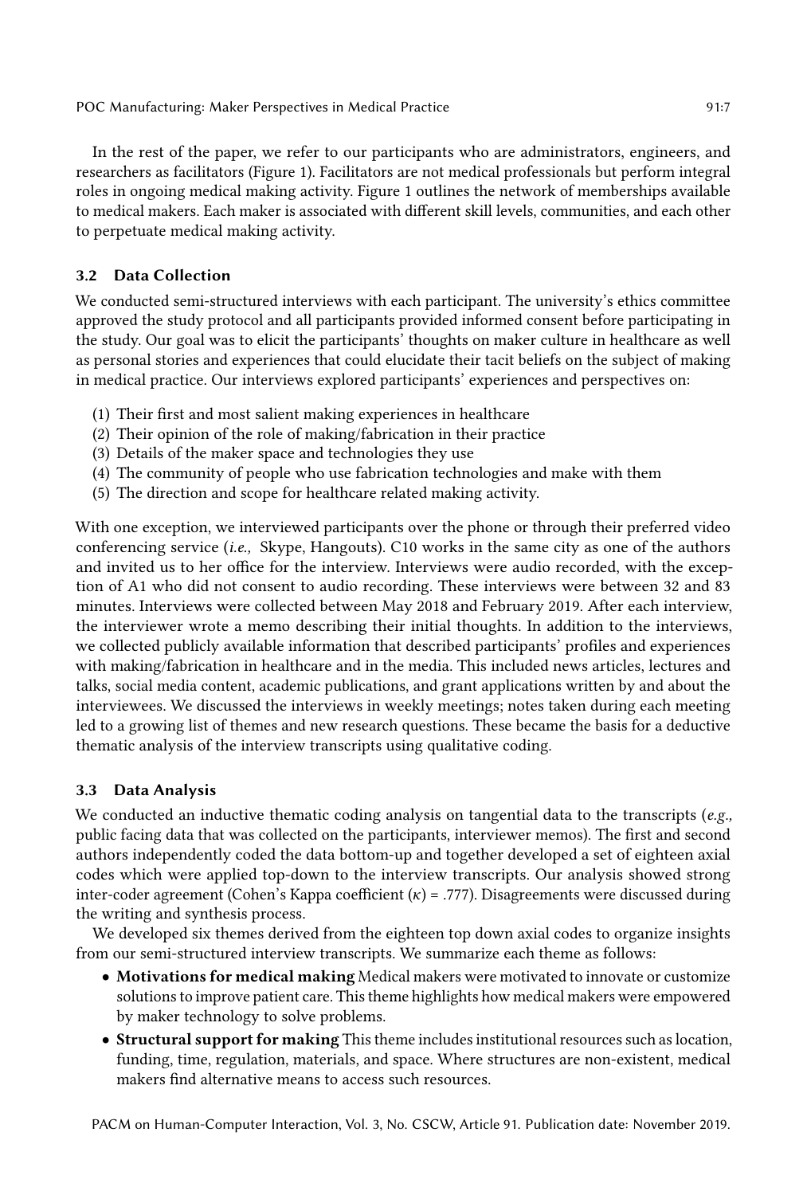In the rest of the paper, we refer to our participants who are administrators, engineers, and researchers as facilitators (Figure 1). Facilitators are not medical professionals but perform integral roles in ongoing medical making activity. Figure 1 outlines the network of memberships available to medical makers. Each maker is associated with different skill levels, communities, and each other to perpetuate medical making activity.

### 3.2 Data Collection

We conducted semi-structured interviews with each participant. The university's ethics committee approved the study protocol and all participants provided informed consent before participating in the study. Our goal was to elicit the participants' thoughts on maker culture in healthcare as well as personal stories and experiences that could elucidate their tacit beliefs on the subject of making in medical practice. Our interviews explored participants' experiences and perspectives on:

(1) Their first and most salient making experiences in healthcare
(2) Their opinion of the role of making/fabrication in their practice
(3) Details of the maker space and technologies they use
(4) The community of people who use fabrication technologies and make with them
(5) The direction and scope for healthcare related making activity.

With one exception, we interviewed participants over the phone or through their preferred video conferencing service (*i.e.,* Skype, Hangouts). C10 works in the same city as one of the authors and invited us to her office for the interview. Interviews were audio recorded, with the exception of A1 who did not consent to audio recording. These interviews were between 32 and 83 minutes. Interviews were collected between May 2018 and February 2019. After each interview, the interviewer wrote a memo describing their initial thoughts. In addition to the interviews, we collected publicly available information that described participants' profiles and experiences with making/fabrication in healthcare and in the media. This included news articles, lectures and talks, social media content, academic publications, and grant applications written by and about the interviewees. We discussed the interviews in weekly meetings; notes taken during each meeting led to a growing list of themes and new research questions. These became the basis for a deductive thematic analysis of the interview transcripts using qualitative coding.

### 3.3 Data Analysis

We conducted an inductive thematic coding analysis on tangential data to the transcripts (*e.g.,* public facing data that was collected on the participants, interviewer memos). The first and second authors independently coded the data bottom-up and together developed a set of eighteen axial codes which were applied top-down to the interview transcripts. Our analysis showed strong inter-coder agreement (Cohen's Kappa coefficient ($\kappa$) = .777). Disagreements were discussed during the writing and synthesis process.

We developed six themes derived from the eighteen top down axial codes to organize insights from our semi-structured interview transcripts. We summarize each theme as follows:

- **Motivations for medical making** Medical makers were motivated to innovate or customize solutions to improve patient care. This theme highlights how medical makers were empowered by maker technology to solve problems.
- **Structural support for making** This theme includes institutional resources such as location, funding, time, regulation, materials, and space. Where structures are non-existent, medical makers find alternative means to access such resources.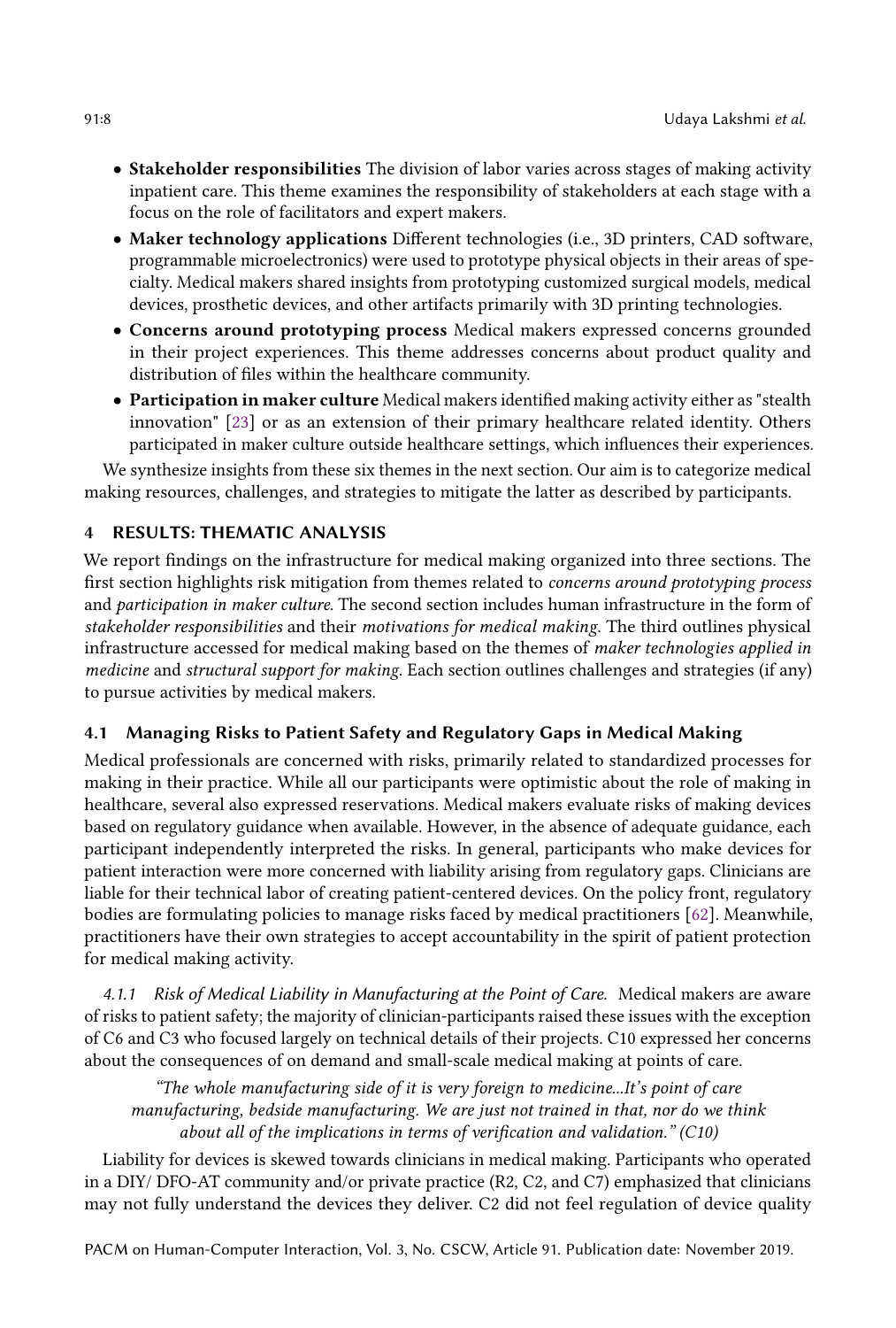- **Stakeholder responsibilities** The division of labor varies across stages of making activity inpatient care. This theme examines the responsibility of stakeholders at each stage with a focus on the role of facilitators and expert makers.
- **Maker technology applications** Different technologies (i.e., 3D printers, CAD software, programmable microelectronics) were used to prototype physical objects in their areas of specialty. Medical makers shared insights from prototyping customized surgical models, medical devices, prosthetic devices, and other artifacts primarily with 3D printing technologies.
- **Concerns around prototyping process** Medical makers expressed concerns grounded in their project experiences. This theme addresses concerns about product quality and distribution of files within the healthcare community.
- **Participation in maker culture** Medical makers identified making activity either as "stealth innovation" [23] or as an extension of their primary healthcare related identity. Others participated in maker culture outside healthcare settings, which influences their experiences.

We synthesize insights from these six themes in the next section. Our aim is to categorize medical making resources, challenges, and strategies to mitigate the latter as described by participants.

## 4 RESULTS: THEMATIC ANALYSIS

We report findings on the infrastructure for medical making organized into three sections. The first section highlights risk mitigation from themes related to *concerns around prototyping process* and *participation in maker culture*. The second section includes human infrastructure in the form of *stakeholder responsibilities* and their *motivations for medical making*. The third outlines physical infrastructure accessed for medical making based on the themes of *maker technologies applied in medicine* and *structural support for making*. Each section outlines challenges and strategies (if any) to pursue activities by medical makers.

### 4.1 Managing Risks to Patient Safety and Regulatory Gaps in Medical Making

Medical professionals are concerned with risks, primarily related to standardized processes for making in their practice. While all our participants were optimistic about the role of making in healthcare, several also expressed reservations. Medical makers evaluate risks of making devices based on regulatory guidance when available. However, in the absence of adequate guidance, each participant independently interpreted the risks. In general, participants who make devices for patient interaction were more concerned with liability arising from regulatory gaps. Clinicians are liable for their technical labor of creating patient-centered devices. On the policy front, regulatory bodies are formulating policies to manage risks faced by medical practitioners [62]. Meanwhile, practitioners have their own strategies to accept accountability in the spirit of patient protection for medical making activity.

#### 4.1.1 Risk of Medical Liability in Manufacturing at the Point of Care.

Medical makers are aware of risks to patient safety; the majority of clinician-participants raised these issues with the exception of C6 and C3 who focused largely on technical details of their projects. C10 expressed her concerns about the consequences of on demand and small-scale medical making at points of care.

> *"The whole manufacturing side of it is very foreign to medicine...It's point of care manufacturing, bedside manufacturing. We are just not trained in that, nor do we think about all of the implications in terms of verification and validation." (C10)*

Liability for devices is skewed towards clinicians in medical making. Participants who operated in a DIY/ DFO-AT community and/or private practice (R2, C2, and C7) emphasized that clinicians may not fully understand the devices they deliver. C2 did not feel regulation of device quality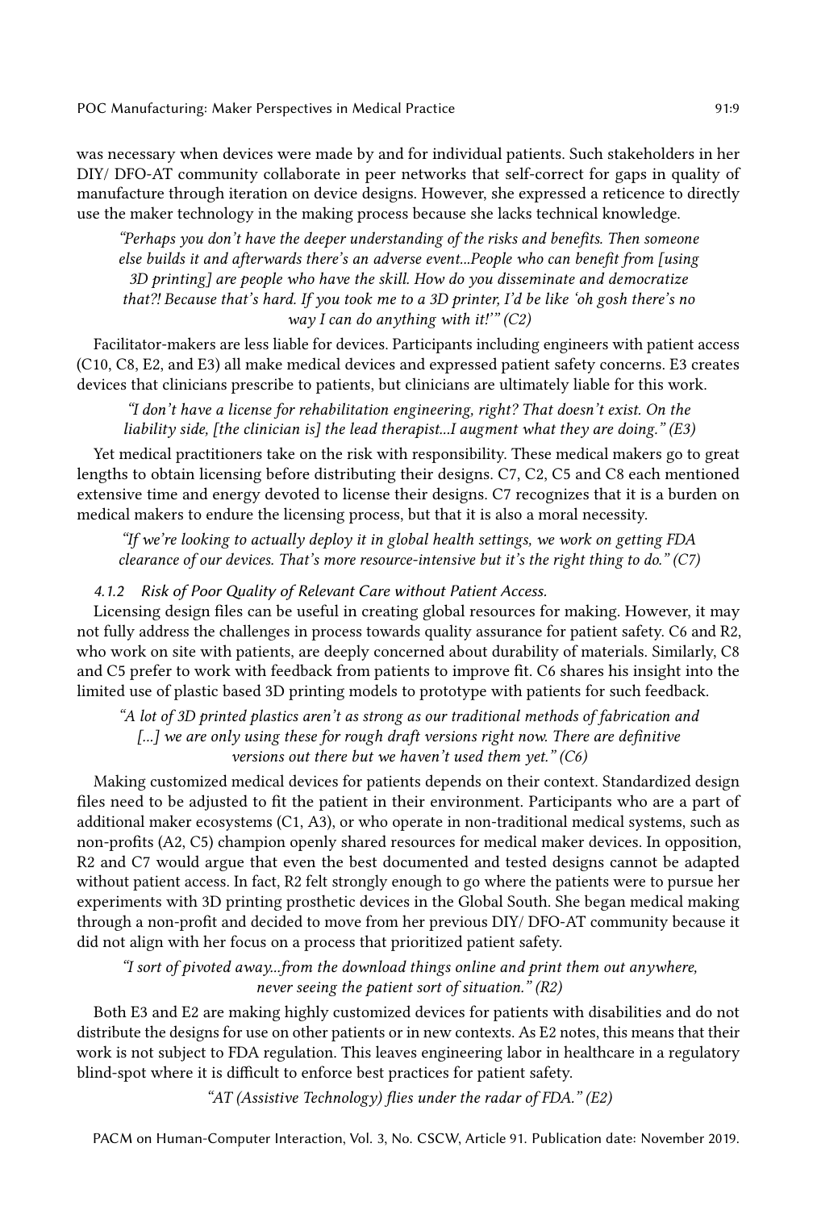was necessary when devices were made by and for individual patients. Such stakeholders in her DIY/ DFO-AT community collaborate in peer networks that self-correct for gaps in quality of manufacture through iteration on device designs. However, she expressed a reticence to directly use the maker technology in the making process because she lacks technical knowledge.

> *"Perhaps you don't have the deeper understanding of the risks and benefits. Then someone else builds it and afterwards there's an adverse event...People who can benefit from [using 3D printing] are people who have the skill. How do you disseminate and democratize that?! Because that's hard. If you took me to a 3D printer, I'd be like 'oh gosh there's no way I can do anything with it!'" (C2)*

Facilitator-makers are less liable for devices. Participants including engineers with patient access (C10, C8, E2, and E3) all make medical devices and expressed patient safety concerns. E3 creates devices that clinicians prescribe to patients, but clinicians are ultimately liable for this work.

> *"I don't have a license for rehabilitation engineering, right? That doesn't exist. On the liability side, [the clinician is] the lead therapist...I augment what they are doing." (E3)*

Yet medical practitioners take on the risk with responsibility. These medical makers go to great lengths to obtain licensing before distributing their designs. C7, C2, C5 and C8 each mentioned extensive time and energy devoted to license their designs. C7 recognizes that it is a burden on medical makers to endure the licensing process, but that it is also a moral necessity.

> *"If we're looking to actually deploy it in global health settings, we work on getting FDA clearance of our devices. That's more resource-intensive but it's the right thing to do." (C7)*

#### 4.1.2 Risk of Poor Quality of Relevant Care without Patient Access.

Licensing design files can be useful in creating global resources for making. However, it may not fully address the challenges in process towards quality assurance for patient safety. C6 and R2, who work on site with patients, are deeply concerned about durability of materials. Similarly, C8 and C5 prefer to work with feedback from patients to improve fit. C6 shares his insight into the limited use of plastic based 3D printing models to prototype with patients for such feedback.

> *"A lot of 3D printed plastics aren't as strong as our traditional methods of fabrication and [...] we are only using these for rough draft versions right now. There are definitive versions out there but we haven't used them yet." (C6)*

Making customized medical devices for patients depends on their context. Standardized design files need to be adjusted to fit the patient in their environment. Participants who are a part of additional maker ecosystems (C1, A3), or who operate in non-traditional medical systems, such as non-profits (A2, C5) champion openly shared resources for medical maker devices. In opposition, R2 and C7 would argue that even the best documented and tested designs cannot be adapted without patient access. In fact, R2 felt strongly enough to go where the patients were to pursue her experiments with 3D printing prosthetic devices in the Global South. She began medical making through a non-profit and decided to move from her previous DIY/ DFO-AT community because it did not align with her focus on a process that prioritized patient safety.

> *"I sort of pivoted away...from the download things online and print them out anywhere, never seeing the patient sort of situation." (R2)*

Both E3 and E2 are making highly customized devices for patients with disabilities and do not distribute the designs for use on other patients or in new contexts. As E2 notes, this means that their work is not subject to FDA regulation. This leaves engineering labor in healthcare in a regulatory blind-spot where it is difficult to enforce best practices for patient safety.

> *"AT (Assistive Technology) flies under the radar of FDA." (E2)*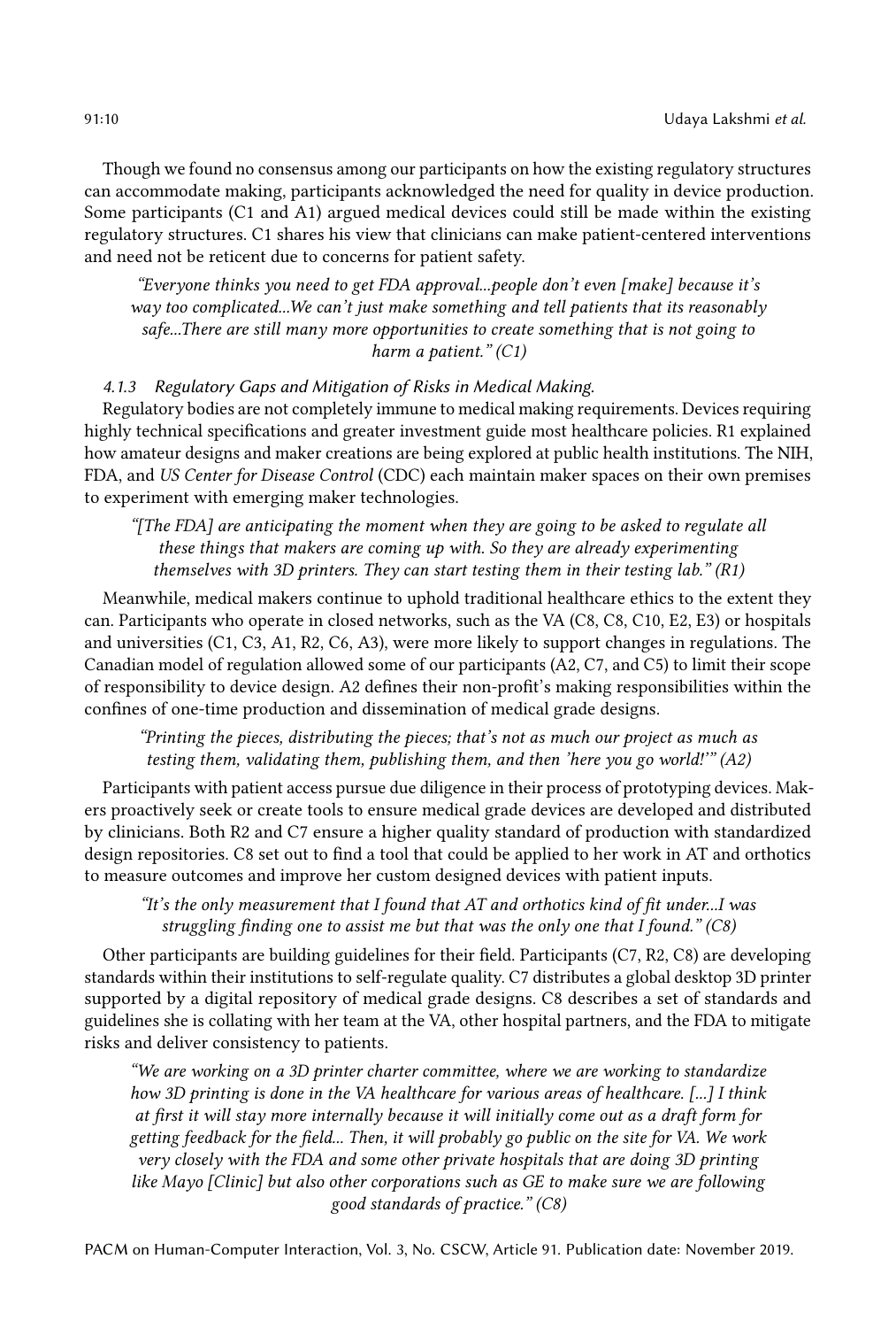Though we found no consensus among our participants on how the existing regulatory structures can accommodate making, participants acknowledged the need for quality in device production. Some participants (C1 and A1) argued medical devices could still be made within the existing regulatory structures. C1 shares his view that clinicians can make patient-centered interventions and need not be reticent due to concerns for patient safety.

> *"Everyone thinks you need to get FDA approval...people don't even [make] because it's way too complicated...We can't just make something and tell patients that its reasonably safe...There are still many more opportunities to create something that is not going to harm a patient." (C1)*

#### 4.1.3 Regulatory Gaps and Mitigation of Risks in Medical Making.

Regulatory bodies are not completely immune to medical making requirements. Devices requiring highly technical specifications and greater investment guide most healthcare policies. R1 explained how amateur designs and maker creations are being explored at public health institutions. The NIH, FDA, and *US Center for Disease Control* (CDC) each maintain maker spaces on their own premises to experiment with emerging maker technologies.

> *"[The FDA] are anticipating the moment when they are going to be asked to regulate all these things that makers are coming up with. So they are already experimenting themselves with 3D printers. They can start testing them in their testing lab." (R1)*

Meanwhile, medical makers continue to uphold traditional healthcare ethics to the extent they can. Participants who operate in closed networks, such as the VA (C8, C8, C10, E2, E3) or hospitals and universities (C1, C3, A1, R2, C6, A3), were more likely to support changes in regulations. The Canadian model of regulation allowed some of our participants (A2, C7, and C5) to limit their scope of responsibility to device design. A2 defines their non-profit's making responsibilities within the confines of one-time production and dissemination of medical grade designs.

> *"Printing the pieces, distributing the pieces; that's not as much our project as much as testing them, validating them, publishing them, and then 'here you go world!'" (A2)*

Participants with patient access pursue due diligence in their process of prototyping devices. Makers proactively seek or create tools to ensure medical grade devices are developed and distributed by clinicians. Both R2 and C7 ensure a higher quality standard of production with standardized design repositories. C8 set out to find a tool that could be applied to her work in AT and orthotics to measure outcomes and improve her custom designed devices with patient inputs.

> *"It's the only measurement that I found that AT and orthotics kind of fit under...I was struggling finding one to assist me but that was the only one that I found." (C8)*

Other participants are building guidelines for their field. Participants (C7, R2, C8) are developing standards within their institutions to self-regulate quality. C7 distributes a global desktop 3D printer supported by a digital repository of medical grade designs. C8 describes a set of standards and guidelines she is collating with her team at the VA, other hospital partners, and the FDA to mitigate risks and deliver consistency to patients.

> *"We are working on a 3D printer charter committee, where we are working to standardize how 3D printing is done in the VA healthcare for various areas of healthcare. [...] I think at first it will stay more internally because it will initially come out as a draft form for getting feedback for the field... Then, it will probably go public on the site for VA. We work very closely with the FDA and some other private hospitals that are doing 3D printing like Mayo [Clinic] but also other corporations such as GE to make sure we are following good standards of practice." (C8)*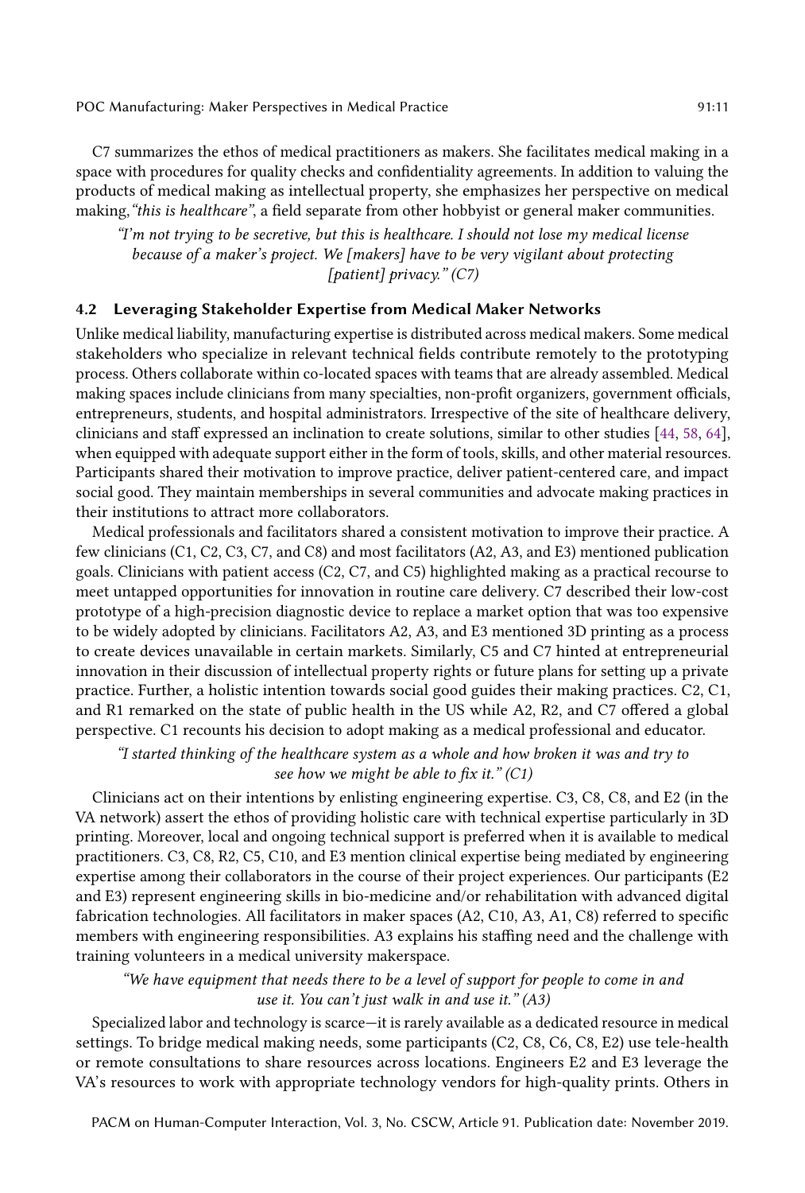C7 summarizes the ethos of medical practitioners as makers. She facilitates medical making in a space with procedures for quality checks and confidentiality agreements. In addition to valuing the products of medical making as intellectual property, she emphasizes her perspective on medical making,*"this is healthcare"*, a field separate from other hobbyist or general maker communities.

> *"I'm not trying to be secretive, but this is healthcare. I should not lose my medical license because of a maker's project. We [makers] have to be very vigilant about protecting [patient] privacy." (C7)*

### 4.2 Leveraging Stakeholder Expertise from Medical Maker Networks

Unlike medical liability, manufacturing expertise is distributed across medical makers. Some medical stakeholders who specialize in relevant technical fields contribute remotely to the prototyping process. Others collaborate within co-located spaces with teams that are already assembled. Medical making spaces include clinicians from many specialties, non-profit organizers, government officials, entrepreneurs, students, and hospital administrators. Irrespective of the site of healthcare delivery, clinicians and staff expressed an inclination to create solutions, similar to other studies [44, 58, 64], when equipped with adequate support either in the form of tools, skills, and other material resources. Participants shared their motivation to improve practice, deliver patient-centered care, and impact social good. They maintain memberships in several communities and advocate making practices in their institutions to attract more collaborators.

Medical professionals and facilitators shared a consistent motivation to improve their practice. A few clinicians (C1, C2, C3, C7, and C8) and most facilitators (A2, A3, and E3) mentioned publication goals. Clinicians with patient access (C2, C7, and C5) highlighted making as a practical recourse to meet untapped opportunities for innovation in routine care delivery. C7 described their low-cost prototype of a high-precision diagnostic device to replace a market option that was too expensive to be widely adopted by clinicians. Facilitators A2, A3, and E3 mentioned 3D printing as a process to create devices unavailable in certain markets. Similarly, C5 and C7 hinted at entrepreneurial innovation in their discussion of intellectual property rights or future plans for setting up a private practice. Further, a holistic intention towards social good guides their making practices. C2, C1, and R1 remarked on the state of public health in the US while A2, R2, and C7 offered a global perspective. C1 recounts his decision to adopt making as a medical professional and educator.

> *"I started thinking of the healthcare system as a whole and how broken it was and try to see how we might be able to fix it." (C1)*

Clinicians act on their intentions by enlisting engineering expertise. C3, C8, C8, and E2 (in the VA network) assert the ethos of providing holistic care with technical expertise particularly in 3D printing. Moreover, local and ongoing technical support is preferred when it is available to medical practitioners. C3, C8, R2, C5, C10, and E3 mention clinical expertise being mediated by engineering expertise among their collaborators in the course of their project experiences. Our participants (E2 and E3) represent engineering skills in bio-medicine and/or rehabilitation with advanced digital fabrication technologies. All facilitators in maker spaces (A2, C10, A3, A1, C8) referred to specific members with engineering responsibilities. A3 explains his staffing need and the challenge with training volunteers in a medical university makerspace.

> *"We have equipment that needs there to be a level of support for people to come in and use it. You can't just walk in and use it." (A3)*

Specialized labor and technology is scarce—it is rarely available as a dedicated resource in medical settings. To bridge medical making needs, some participants (C2, C8, C6, C8, E2) use tele-health or remote consultations to share resources across locations. Engineers E2 and E3 leverage the VA's resources to work with appropriate technology vendors for high-quality prints. Others in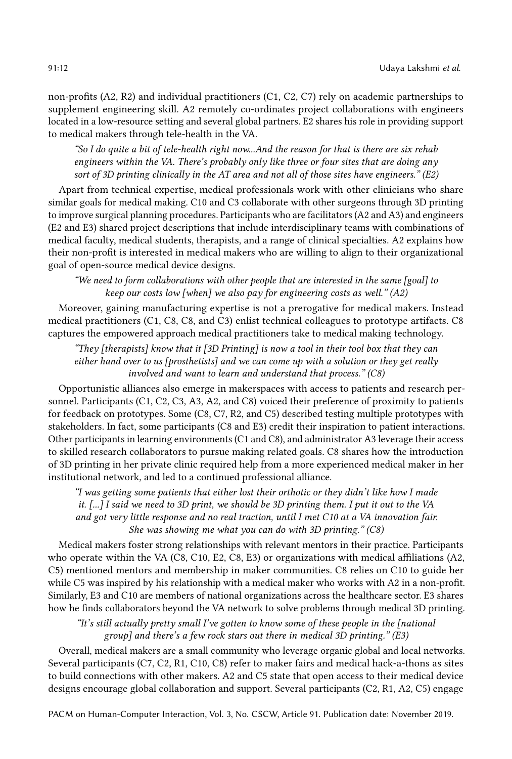non-profits (A2, R2) and individual practitioners (C1, C2, C7) rely on academic partnerships to supplement engineering skill. A2 remotely co-ordinates project collaborations with engineers located in a low-resource setting and several global partners. E2 shares his role in providing support to medical makers through tele-health in the VA.

> *"So I do quite a bit of tele-health right now...And the reason for that is there are six rehab engineers within the VA. There's probably only like three or four sites that are doing any sort of 3D printing clinically in the AT area and not all of those sites have engineers." (E2)*

Apart from technical expertise, medical professionals work with other clinicians who share similar goals for medical making. C10 and C3 collaborate with other surgeons through 3D printing to improve surgical planning procedures. Participants who are facilitators (A2 and A3) and engineers (E2 and E3) shared project descriptions that include interdisciplinary teams with combinations of medical faculty, medical students, therapists, and a range of clinical specialties. A2 explains how their non-profit is interested in medical makers who are willing to align to their organizational goal of open-source medical device designs.

> *"We need to form collaborations with other people that are interested in the same [goal] to keep our costs low [when] we also pay for engineering costs as well." (A2)*

Moreover, gaining manufacturing expertise is not a prerogative for medical makers. Instead medical practitioners (C1, C8, C8, and C3) enlist technical colleagues to prototype artifacts. C8 captures the empowered approach medical practitioners take to medical making technology.

> *"They [therapists] know that it [3D Printing] is now a tool in their tool box that they can either hand over to us [prosthetists] and we can come up with a solution or they get really involved and want to learn and understand that process." (C8)*

Opportunistic alliances also emerge in makerspaces with access to patients and research personnel. Participants (C1, C2, C3, A3, A2, and C8) voiced their preference of proximity to patients for feedback on prototypes. Some (C8, C7, R2, and C5) described testing multiple prototypes with stakeholders. In fact, some participants (C8 and E3) credit their inspiration to patient interactions. Other participants in learning environments (C1 and C8), and administrator A3 leverage their access to skilled research collaborators to pursue making related goals. C8 shares how the introduction of 3D printing in her private clinic required help from a more experienced medical maker in her institutional network, and led to a continued professional alliance.

> *"I was getting some patients that either lost their orthotic or they didn't like how I made it. [...] I said we need to 3D print, we should be 3D printing them. I put it out to the VA and got very little response and no real traction, until I met C10 at a VA innovation fair. She was showing me what you can do with 3D printing." (C8)*

Medical makers foster strong relationships with relevant mentors in their practice. Participants who operate within the VA (C8, C10, E2, C8, E3) or organizations with medical affiliations (A2, C5) mentioned mentors and membership in maker communities. C8 relies on C10 to guide her while C5 was inspired by his relationship with a medical maker who works with A2 in a non-profit. Similarly, E3 and C10 are members of national organizations across the healthcare sector. E3 shares how he finds collaborators beyond the VA network to solve problems through medical 3D printing.

> *"It's still actually pretty small I've gotten to know some of these people in the [national group] and there's a few rock stars out there in medical 3D printing." (E3)*

Overall, medical makers are a small community who leverage organic global and local networks. Several participants (C7, C2, R1, C10, C8) refer to maker fairs and medical hack-a-thons as sites to build connections with other makers. A2 and C5 state that open access to their medical device designs encourage global collaboration and support. Several participants (C2, R1, A2, C5) engage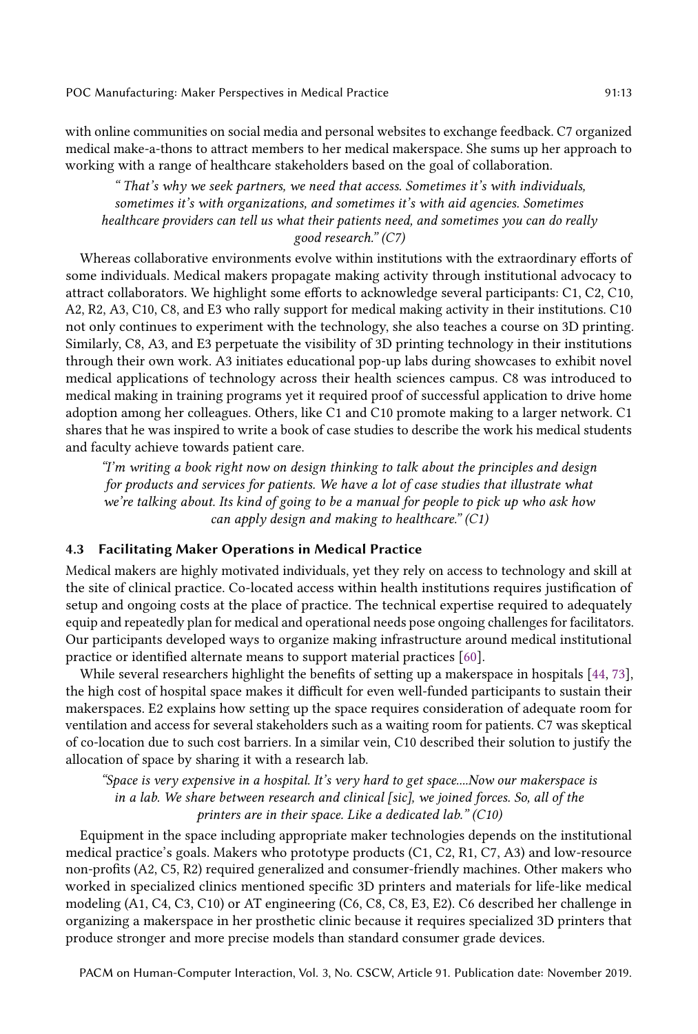with online communities on social media and personal websites to exchange feedback. C7 organized medical make-a-thons to attract members to her medical makerspace. She sums up her approach to working with a range of healthcare stakeholders based on the goal of collaboration.

> *" That's why we seek partners, we need that access. Sometimes it's with individuals, sometimes it's with organizations, and sometimes it's with aid agencies. Sometimes healthcare providers can tell us what their patients need, and sometimes you can do really good research." (C7)*

Whereas collaborative environments evolve within institutions with the extraordinary efforts of some individuals. Medical makers propagate making activity through institutional advocacy to attract collaborators. We highlight some efforts to acknowledge several participants: C1, C2, C10, A2, R2, A3, C10, C8, and E3 who rally support for medical making activity in their institutions. C10 not only continues to experiment with the technology, she also teaches a course on 3D printing. Similarly, C8, A3, and E3 perpetuate the visibility of 3D printing technology in their institutions through their own work. A3 initiates educational pop-up labs during showcases to exhibit novel medical applications of technology across their health sciences campus. C8 was introduced to medical making in training programs yet it required proof of successful application to drive home adoption among her colleagues. Others, like C1 and C10 promote making to a larger network. C1 shares that he was inspired to write a book of case studies to describe the work his medical students and faculty achieve towards patient care.

> *"I'm writing a book right now on design thinking to talk about the principles and design for products and services for patients. We have a lot of case studies that illustrate what we're talking about. Its kind of going to be a manual for people to pick up who ask how can apply design and making to healthcare." (C1)*

### 4.3 Facilitating Maker Operations in Medical Practice

Medical makers are highly motivated individuals, yet they rely on access to technology and skill at the site of clinical practice. Co-located access within health institutions requires justification of setup and ongoing costs at the place of practice. The technical expertise required to adequately equip and repeatedly plan for medical and operational needs pose ongoing challenges for facilitators. Our participants developed ways to organize making infrastructure around medical institutional practice or identified alternate means to support material practices [60].

While several researchers highlight the benefits of setting up a makerspace in hospitals [44, 73], the high cost of hospital space makes it difficult for even well-funded participants to sustain their makerspaces. E2 explains how setting up the space requires consideration of adequate room for ventilation and access for several stakeholders such as a waiting room for patients. C7 was skeptical of co-location due to such cost barriers. In a similar vein, C10 described their solution to justify the allocation of space by sharing it with a research lab.

> *"Space is very expensive in a hospital. It's very hard to get space....Now our makerspace is in a lab. We share between research and clinical [sic], we joined forces. So, all of the printers are in their space. Like a dedicated lab." (C10)*

Equipment in the space including appropriate maker technologies depends on the institutional medical practice's goals. Makers who prototype products (C1, C2, R1, C7, A3) and low-resource non-profits (A2, C5, R2) required generalized and consumer-friendly machines. Other makers who worked in specialized clinics mentioned specific 3D printers and materials for life-like medical modeling (A1, C4, C3, C10) or AT engineering (C6, C8, C8, E3, E2). C6 described her challenge in organizing a makerspace in her prosthetic clinic because it requires specialized 3D printers that produce stronger and more precise models than standard consumer grade devices.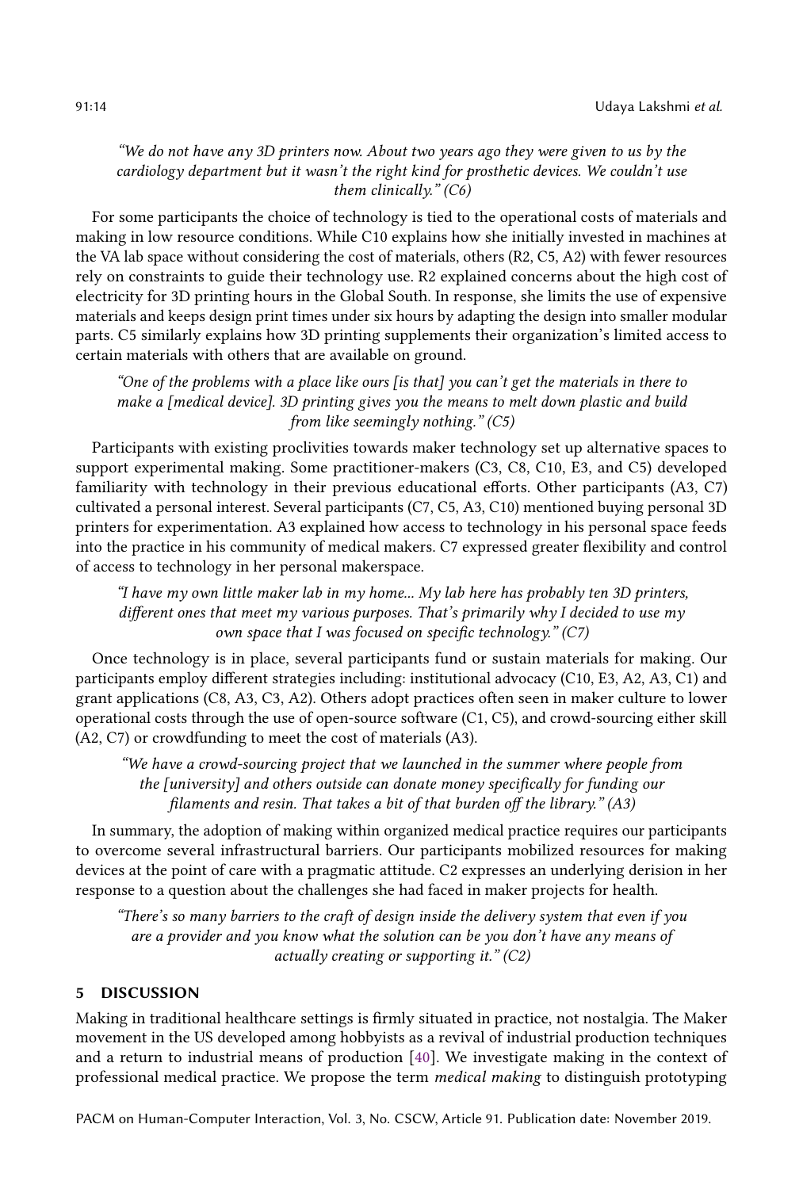*"We do not have any 3D printers now. About two years ago they were given to us by the cardiology department but it wasn't the right kind for prosthetic devices. We couldn't use them clinically." (C6)*

For some participants the choice of technology is tied to the operational costs of materials and making in low resource conditions. While C10 explains how she initially invested in machines at the VA lab space without considering the cost of materials, others (R2, C5, A2) with fewer resources rely on constraints to guide their technology use. R2 explained concerns about the high cost of electricity for 3D printing hours in the Global South. In response, she limits the use of expensive materials and keeps design print times under six hours by adapting the design into smaller modular parts. C5 similarly explains how 3D printing supplements their organization's limited access to certain materials with others that are available on ground.

*"One of the problems with a place like ours [is that] you can't get the materials in there to make a [medical device]. 3D printing gives you the means to melt down plastic and build from like seemingly nothing." (C5)*

Participants with existing proclivities towards maker technology set up alternative spaces to support experimental making. Some practitioner-makers (C3, C8, C10, E3, and C5) developed familiarity with technology in their previous educational efforts. Other participants (A3, C7) cultivated a personal interest. Several participants (C7, C5, A3, C10) mentioned buying personal 3D printers for experimentation. A3 explained how access to technology in his personal space feeds into the practice in his community of medical makers. C7 expressed greater flexibility and control of access to technology in her personal makerspace.

*"I have my own little maker lab in my home... My lab here has probably ten 3D printers, different ones that meet my various purposes. That's primarily why I decided to use my own space that I was focused on specific technology." (C7)*

Once technology is in place, several participants fund or sustain materials for making. Our participants employ different strategies including: institutional advocacy (C10, E3, A2, A3, C1) and grant applications (C8, A3, C3, A2). Others adopt practices often seen in maker culture to lower operational costs through the use of open-source software (C1, C5), and crowd-sourcing either skill (A2, C7) or crowdfunding to meet the cost of materials (A3).

*"We have a crowd-sourcing project that we launched in the summer where people from the [university] and others outside can donate money specifically for funding our filaments and resin. That takes a bit of that burden off the library." (A3)*

In summary, the adoption of making within organized medical practice requires our participants to overcome several infrastructural barriers. Our participants mobilized resources for making devices at the point of care with a pragmatic attitude. C2 expresses an underlying derision in her response to a question about the challenges she had faced in maker projects for health.

*"There's so many barriers to the craft of design inside the delivery system that even if you are a provider and you know what the solution can be you don't have any means of actually creating or supporting it." (C2)*

## 5 DISCUSSION

Making in traditional healthcare settings is firmly situated in practice, not nostalgia. The Maker movement in the US developed among hobbyists as a revival of industrial production techniques and a return to industrial means of production [40]. We investigate making in the context of professional medical practice. We propose the term *medical making* to distinguish prototyping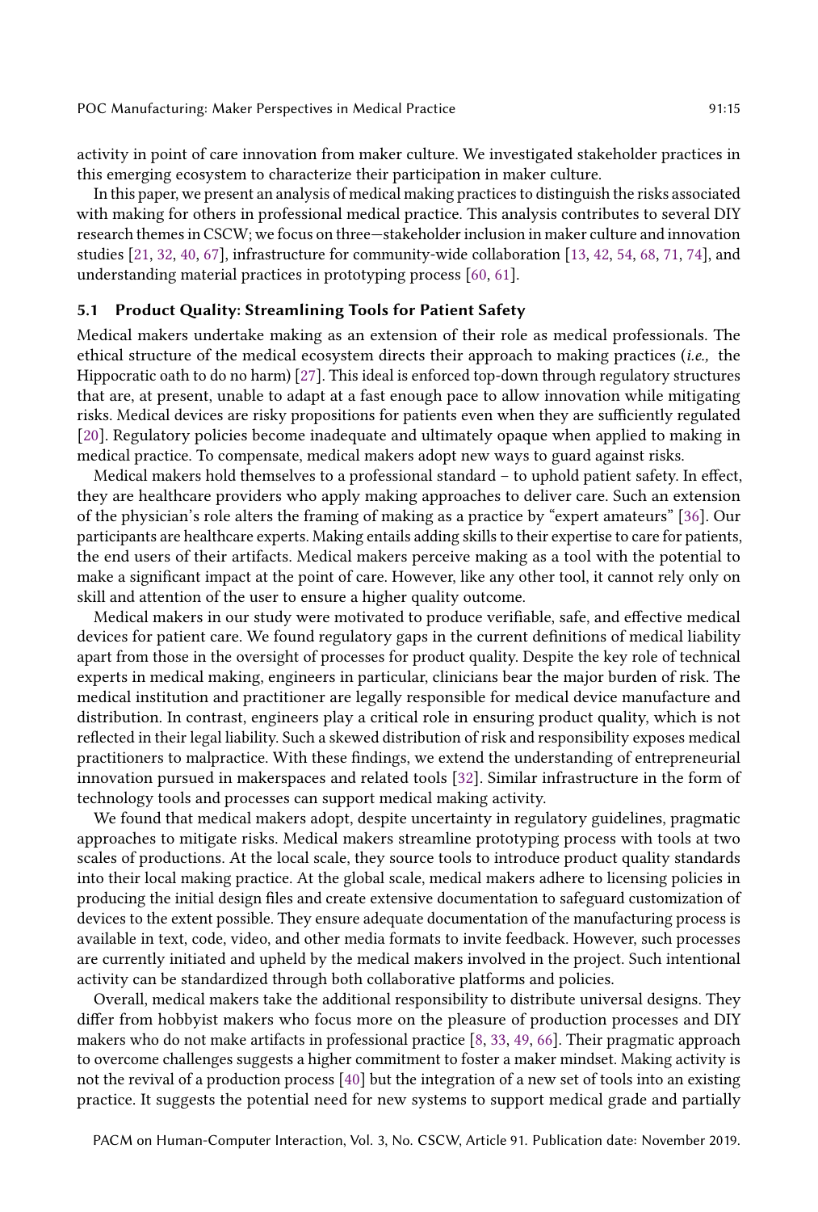activity in point of care innovation from maker culture. We investigated stakeholder practices in this emerging ecosystem to characterize their participation in maker culture.

In this paper, we present an analysis of medical making practices to distinguish the risks associated with making for others in professional medical practice. This analysis contributes to several DIY research themes in CSCW; we focus on three—stakeholder inclusion in maker culture and innovation studies [21, 32, 40, 67], infrastructure for community-wide collaboration [13, 42, 54, 68, 71, 74], and understanding material practices in prototyping process [60, 61].

### 5.1 Product Quality: Streamlining Tools for Patient Safety

Medical makers undertake making as an extension of their role as medical professionals. The ethical structure of the medical ecosystem directs their approach to making practices (*i.e.,* the Hippocratic oath to do no harm) [27]. This ideal is enforced top-down through regulatory structures that are, at present, unable to adapt at a fast enough pace to allow innovation while mitigating risks. Medical devices are risky propositions for patients even when they are sufficiently regulated [20]. Regulatory policies become inadequate and ultimately opaque when applied to making in medical practice. To compensate, medical makers adopt new ways to guard against risks.

Medical makers hold themselves to a professional standard – to uphold patient safety. In effect, they are healthcare providers who apply making approaches to deliver care. Such an extension of the physician's role alters the framing of making as a practice by "expert amateurs" [36]. Our participants are healthcare experts. Making entails adding skills to their expertise to care for patients, the end users of their artifacts. Medical makers perceive making as a tool with the potential to make a significant impact at the point of care. However, like any other tool, it cannot rely only on skill and attention of the user to ensure a higher quality outcome.

Medical makers in our study were motivated to produce verifiable, safe, and effective medical devices for patient care. We found regulatory gaps in the current definitions of medical liability apart from those in the oversight of processes for product quality. Despite the key role of technical experts in medical making, engineers in particular, clinicians bear the major burden of risk. The medical institution and practitioner are legally responsible for medical device manufacture and distribution. In contrast, engineers play a critical role in ensuring product quality, which is not reflected in their legal liability. Such a skewed distribution of risk and responsibility exposes medical practitioners to malpractice. With these findings, we extend the understanding of entrepreneurial innovation pursued in makerspaces and related tools [32]. Similar infrastructure in the form of technology tools and processes can support medical making activity.

We found that medical makers adopt, despite uncertainty in regulatory guidelines, pragmatic approaches to mitigate risks. Medical makers streamline prototyping process with tools at two scales of productions. At the local scale, they source tools to introduce product quality standards into their local making practice. At the global scale, medical makers adhere to licensing policies in producing the initial design files and create extensive documentation to safeguard customization of devices to the extent possible. They ensure adequate documentation of the manufacturing process is available in text, code, video, and other media formats to invite feedback. However, such processes are currently initiated and upheld by the medical makers involved in the project. Such intentional activity can be standardized through both collaborative platforms and policies.

Overall, medical makers take the additional responsibility to distribute universal designs. They differ from hobbyist makers who focus more on the pleasure of production processes and DIY makers who do not make artifacts in professional practice [8, 33, 49, 66]. Their pragmatic approach to overcome challenges suggests a higher commitment to foster a maker mindset. Making activity is not the revival of a production process [40] but the integration of a new set of tools into an existing practice. It suggests the potential need for new systems to support medical grade and partially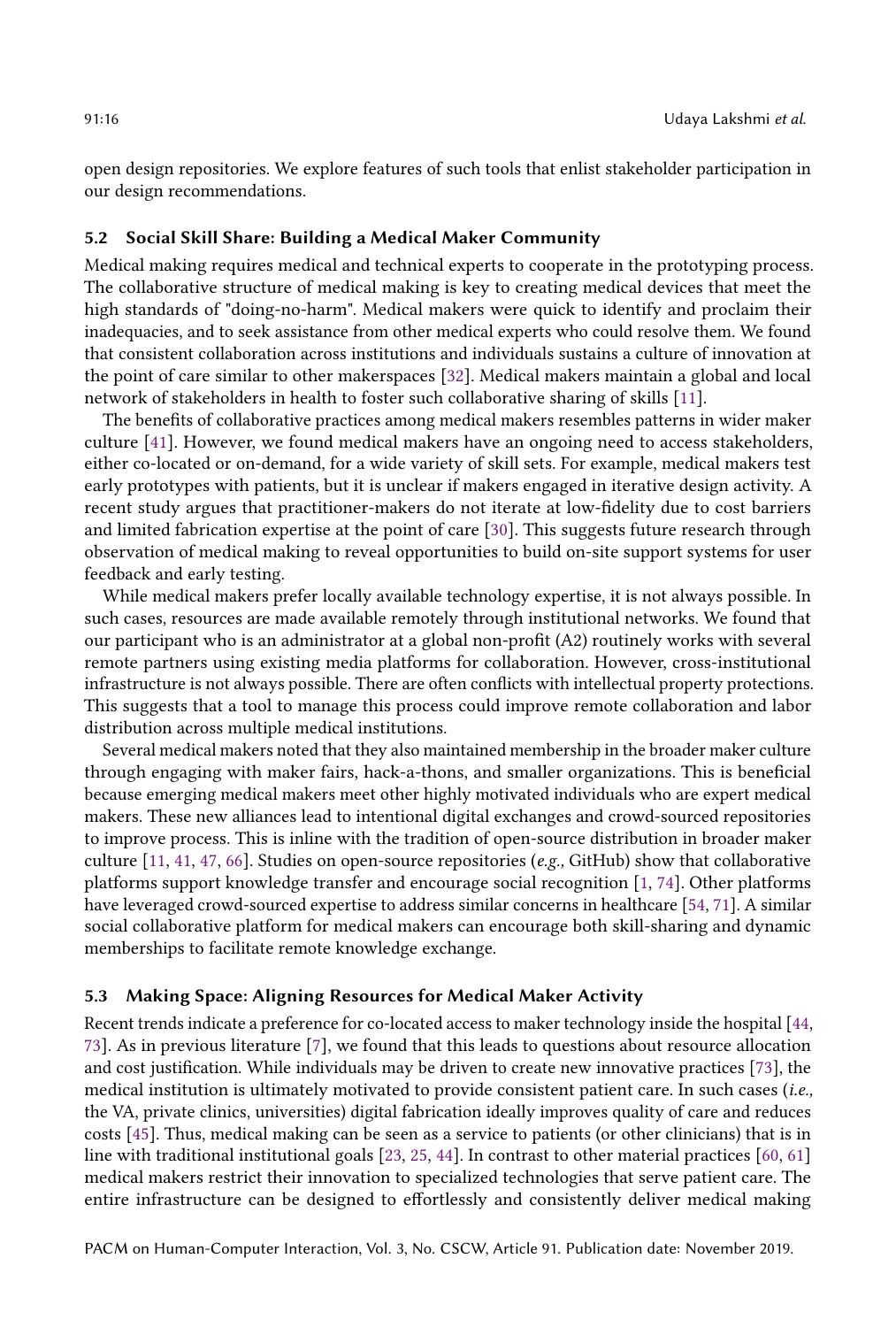open design repositories. We explore features of such tools that enlist stakeholder participation in our design recommendations.

### 5.2 Social Skill Share: Building a Medical Maker Community

Medical making requires medical and technical experts to cooperate in the prototyping process. The collaborative structure of medical making is key to creating medical devices that meet the high standards of "doing-no-harm". Medical makers were quick to identify and proclaim their inadequacies, and to seek assistance from other medical experts who could resolve them. We found that consistent collaboration across institutions and individuals sustains a culture of innovation at the point of care similar to other makerspaces [32]. Medical makers maintain a global and local network of stakeholders in health to foster such collaborative sharing of skills [11].

The benefits of collaborative practices among medical makers resembles patterns in wider maker culture [41]. However, we found medical makers have an ongoing need to access stakeholders, either co-located or on-demand, for a wide variety of skill sets. For example, medical makers test early prototypes with patients, but it is unclear if makers engaged in iterative design activity. A recent study argues that practitioner-makers do not iterate at low-fidelity due to cost barriers and limited fabrication expertise at the point of care [30]. This suggests future research through observation of medical making to reveal opportunities to build on-site support systems for user feedback and early testing.

While medical makers prefer locally available technology expertise, it is not always possible. In such cases, resources are made available remotely through institutional networks. We found that our participant who is an administrator at a global non-profit (A2) routinely works with several remote partners using existing media platforms for collaboration. However, cross-institutional infrastructure is not always possible. There are often conflicts with intellectual property protections. This suggests that a tool to manage this process could improve remote collaboration and labor distribution across multiple medical institutions.

Several medical makers noted that they also maintained membership in the broader maker culture through engaging with maker fairs, hack-a-thons, and smaller organizations. This is beneficial because emerging medical makers meet other highly motivated individuals who are expert medical makers. These new alliances lead to intentional digital exchanges and crowd-sourced repositories to improve process. This is inline with the tradition of open-source distribution in broader maker culture [11, 41, 47, 66]. Studies on open-source repositories (*e.g.,* GitHub) show that collaborative platforms support knowledge transfer and encourage social recognition [1, 74]. Other platforms have leveraged crowd-sourced expertise to address similar concerns in healthcare [54, 71]. A similar social collaborative platform for medical makers can encourage both skill-sharing and dynamic memberships to facilitate remote knowledge exchange.

### 5.3 Making Space: Aligning Resources for Medical Maker Activity

Recent trends indicate a preference for co-located access to maker technology inside the hospital [44, 73]. As in previous literature [7], we found that this leads to questions about resource allocation and cost justification. While individuals may be driven to create new innovative practices [73], the medical institution is ultimately motivated to provide consistent patient care. In such cases (*i.e.,* the VA, private clinics, universities) digital fabrication ideally improves quality of care and reduces costs [45]. Thus, medical making can be seen as a service to patients (or other clinicians) that is in line with traditional institutional goals [23, 25, 44]. In contrast to other material practices [60, 61] medical makers restrict their innovation to specialized technologies that serve patient care. The entire infrastructure can be designed to effortlessly and consistently deliver medical making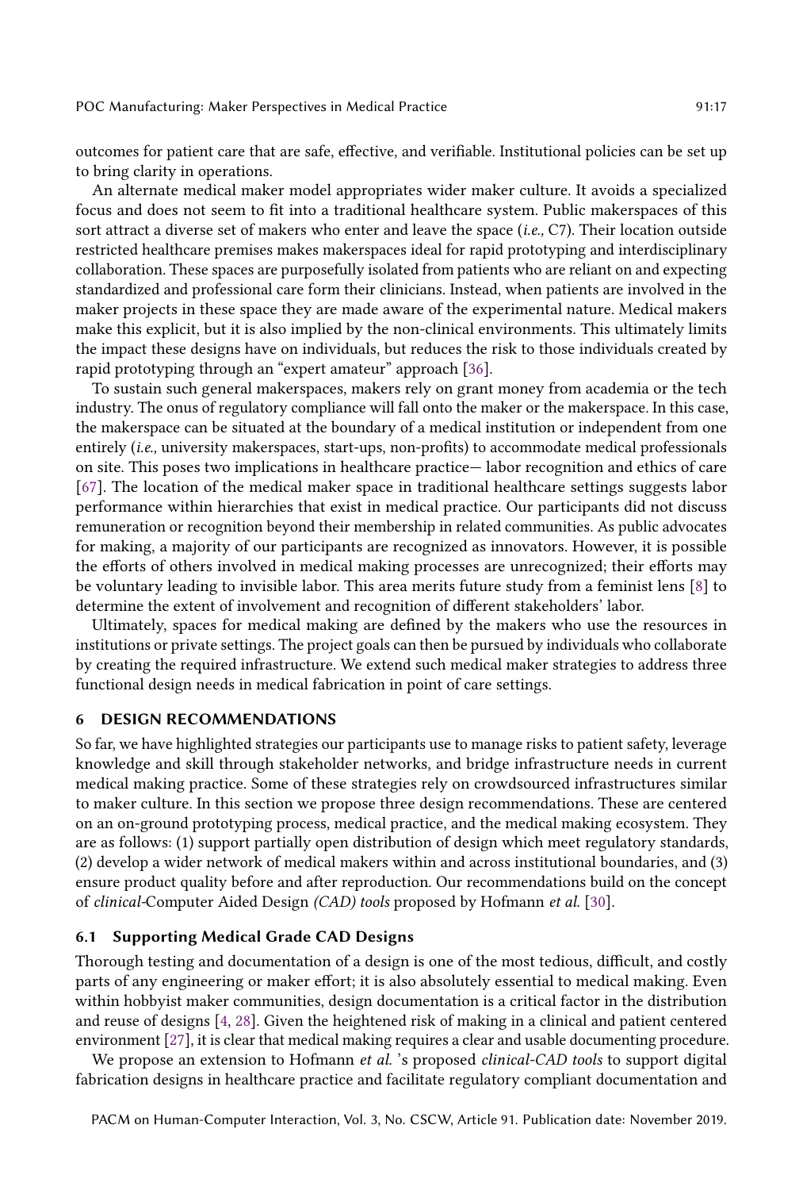outcomes for patient care that are safe, effective, and verifiable. Institutional policies can be set up to bring clarity in operations.

An alternate medical maker model appropriates wider maker culture. It avoids a specialized focus and does not seem to fit into a traditional healthcare system. Public makerspaces of this sort attract a diverse set of makers who enter and leave the space (*i.e.,* C7). Their location outside restricted healthcare premises makes makerspaces ideal for rapid prototyping and interdisciplinary collaboration. These spaces are purposefully isolated from patients who are reliant on and expecting standardized and professional care form their clinicians. Instead, when patients are involved in the maker projects in these space they are made aware of the experimental nature. Medical makers make this explicit, but it is also implied by the non-clinical environments. This ultimately limits the impact these designs have on individuals, but reduces the risk to those individuals created by rapid prototyping through an "expert amateur" approach [36].

To sustain such general makerspaces, makers rely on grant money from academia or the tech industry. The onus of regulatory compliance will fall onto the maker or the makerspace. In this case, the makerspace can be situated at the boundary of a medical institution or independent from one entirely (*i.e.,* university makerspaces, start-ups, non-profits) to accommodate medical professionals on site. This poses two implications in healthcare practice— labor recognition and ethics of care [67]. The location of the medical maker space in traditional healthcare settings suggests labor performance within hierarchies that exist in medical practice. Our participants did not discuss remuneration or recognition beyond their membership in related communities. As public advocates for making, a majority of our participants are recognized as innovators. However, it is possible the efforts of others involved in medical making processes are unrecognized; their efforts may be voluntary leading to invisible labor. This area merits future study from a feminist lens [8] to determine the extent of involvement and recognition of different stakeholders' labor.

Ultimately, spaces for medical making are defined by the makers who use the resources in institutions or private settings. The project goals can then be pursued by individuals who collaborate by creating the required infrastructure. We extend such medical maker strategies to address three functional design needs in medical fabrication in point of care settings.

## 6 DESIGN RECOMMENDATIONS

So far, we have highlighted strategies our participants use to manage risks to patient safety, leverage knowledge and skill through stakeholder networks, and bridge infrastructure needs in current medical making practice. Some of these strategies rely on crowdsourced infrastructures similar to maker culture. In this section we propose three design recommendations. These are centered on an on-ground prototyping process, medical practice, and the medical making ecosystem. They are as follows: (1) support partially open distribution of design which meet regulatory standards, (2) develop a wider network of medical makers within and across institutional boundaries, and (3) ensure product quality before and after reproduction. Our recommendations build on the concept of *clinical*-Computer Aided Design *(CAD) tools* proposed by Hofmann *et al.* [30].

### 6.1 Supporting Medical Grade CAD Designs

Thorough testing and documentation of a design is one of the most tedious, difficult, and costly parts of any engineering or maker effort; it is also absolutely essential to medical making. Even within hobbyist maker communities, design documentation is a critical factor in the distribution and reuse of designs [4, 28]. Given the heightened risk of making in a clinical and patient centered environment [27], it is clear that medical making requires a clear and usable documenting procedure.

We propose an extension to Hofmann *et al.* 's proposed *clinical-CAD tools* to support digital fabrication designs in healthcare practice and facilitate regulatory compliant documentation and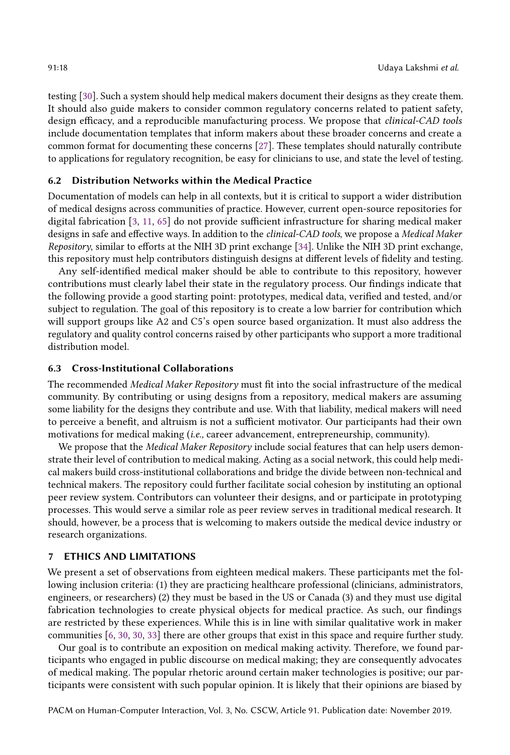testing [30]. Such a system should help medical makers document their designs as they create them. It should also guide makers to consider common regulatory concerns related to patient safety, design efficacy, and a reproducible manufacturing process. We propose that *clinical-CAD tools* include documentation templates that inform makers about these broader concerns and create a common format for documenting these concerns [27]. These templates should naturally contribute to applications for regulatory recognition, be easy for clinicians to use, and state the level of testing.

### 6.2 Distribution Networks within the Medical Practice

Documentation of models can help in all contexts, but it is critical to support a wider distribution of medical designs across communities of practice. However, current open-source repositories for digital fabrication [3, 11, 65] do not provide sufficient infrastructure for sharing medical maker designs in safe and effective ways. In addition to the *clinical-CAD tools*, we propose a *Medical Maker Repository*, similar to efforts at the NIH 3D print exchange [34]. Unlike the NIH 3D print exchange, this repository must help contributors distinguish designs at different levels of fidelity and testing.

Any self-identified medical maker should be able to contribute to this repository, however contributions must clearly label their state in the regulatory process. Our findings indicate that the following provide a good starting point: prototypes, medical data, verified and tested, and/or subject to regulation. The goal of this repository is to create a low barrier for contribution which will support groups like A2 and C5's open source based organization. It must also address the regulatory and quality control concerns raised by other participants who support a more traditional distribution model.

### 6.3 Cross-Institutional Collaborations

The recommended *Medical Maker Repository* must fit into the social infrastructure of the medical community. By contributing or using designs from a repository, medical makers are assuming some liability for the designs they contribute and use. With that liability, medical makers will need to perceive a benefit, and altruism is not a sufficient motivator. Our participants had their own motivations for medical making (*i.e.,* career advancement, entrepreneurship, community).

We propose that the *Medical Maker Repository* include social features that can help users demonstrate their level of contribution to medical making. Acting as a social network, this could help medical makers build cross-institutional collaborations and bridge the divide between non-technical and technical makers. The repository could further facilitate social cohesion by instituting an optional peer review system. Contributors can volunteer their designs, and or participate in prototyping processes. This would serve a similar role as peer review serves in traditional medical research. It should, however, be a process that is welcoming to makers outside the medical device industry or research organizations.

## 7 ETHICS AND LIMITATIONS

We present a set of observations from eighteen medical makers. These participants met the following inclusion criteria: (1) they are practicing healthcare professional (clinicians, administrators, engineers, or researchers) (2) they must be based in the US or Canada (3) and they must use digital fabrication technologies to create physical objects for medical practice. As such, our findings are restricted by these experiences. While this is in line with similar qualitative work in maker communities [6, 30, 30, 33] there are other groups that exist in this space and require further study.

Our goal is to contribute an exposition on medical making activity. Therefore, we found participants who engaged in public discourse on medical making; they are consequently advocates of medical making. The popular rhetoric around certain maker technologies is positive; our participants were consistent with such popular opinion. It is likely that their opinions are biased by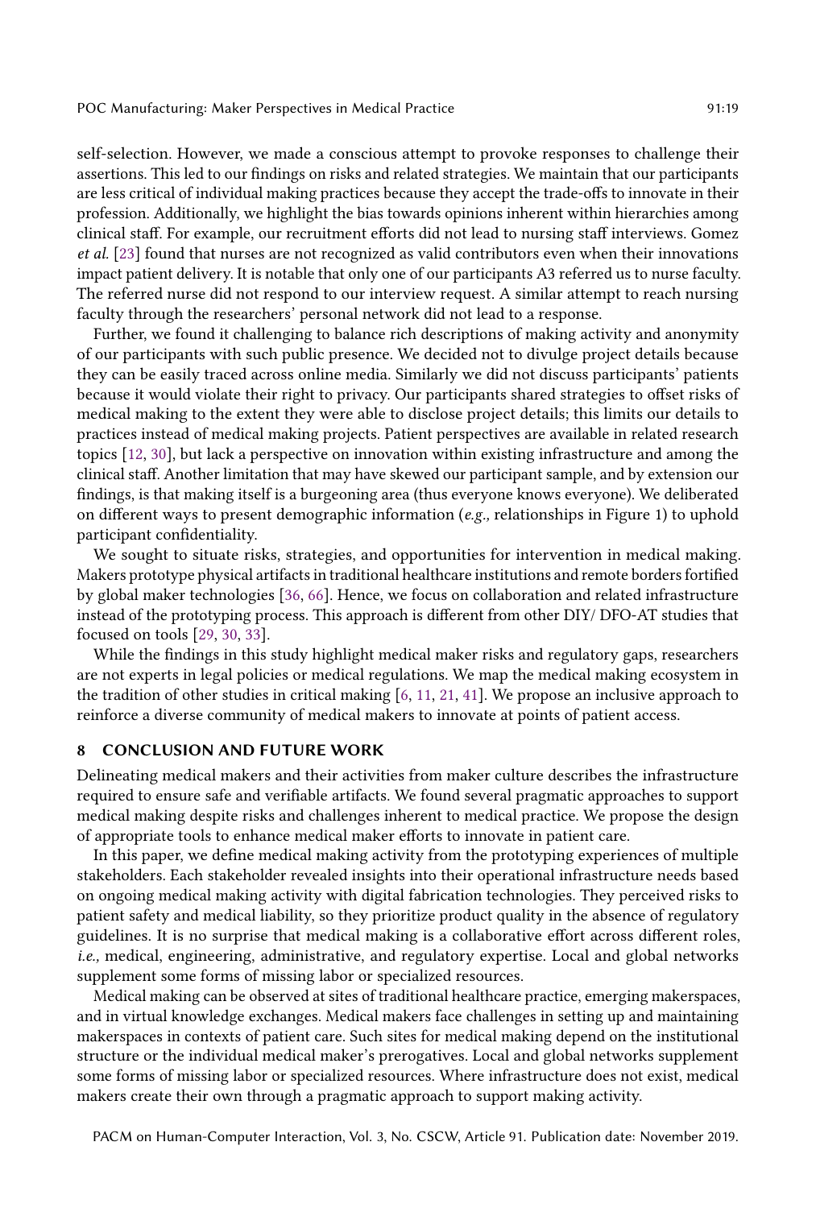self-selection. However, we made a conscious attempt to provoke responses to challenge their assertions. This led to our findings on risks and related strategies. We maintain that our participants are less critical of individual making practices because they accept the trade-offs to innovate in their profession. Additionally, we highlight the bias towards opinions inherent within hierarchies among clinical staff. For example, our recruitment efforts did not lead to nursing staff interviews. Gomez *et al.* [23] found that nurses are not recognized as valid contributors even when their innovations impact patient delivery. It is notable that only one of our participants A3 referred us to nurse faculty. The referred nurse did not respond to our interview request. A similar attempt to reach nursing faculty through the researchers' personal network did not lead to a response.

Further, we found it challenging to balance rich descriptions of making activity and anonymity of our participants with such public presence. We decided not to divulge project details because they can be easily traced across online media. Similarly we did not discuss participants' patients because it would violate their right to privacy. Our participants shared strategies to offset risks of medical making to the extent they were able to disclose project details; this limits our details to practices instead of medical making projects. Patient perspectives are available in related research topics [12, 30], but lack a perspective on innovation within existing infrastructure and among the clinical staff. Another limitation that may have skewed our participant sample, and by extension our findings, is that making itself is a burgeoning area (thus everyone knows everyone). We deliberated on different ways to present demographic information (*e.g.,* relationships in Figure 1) to uphold participant confidentiality.

We sought to situate risks, strategies, and opportunities for intervention in medical making. Makers prototype physical artifacts in traditional healthcare institutions and remote borders fortified by global maker technologies [36, 66]. Hence, we focus on collaboration and related infrastructure instead of the prototyping process. This approach is different from other DIY/ DFO-AT studies that focused on tools [29, 30, 33].

While the findings in this study highlight medical maker risks and regulatory gaps, researchers are not experts in legal policies or medical regulations. We map the medical making ecosystem in the tradition of other studies in critical making [6, 11, 21, 41]. We propose an inclusive approach to reinforce a diverse community of medical makers to innovate at points of patient access.

## 8 CONCLUSION AND FUTURE WORK

Delineating medical makers and their activities from maker culture describes the infrastructure required to ensure safe and verifiable artifacts. We found several pragmatic approaches to support medical making despite risks and challenges inherent to medical practice. We propose the design of appropriate tools to enhance medical maker efforts to innovate in patient care.

In this paper, we define medical making activity from the prototyping experiences of multiple stakeholders. Each stakeholder revealed insights into their operational infrastructure needs based on ongoing medical making activity with digital fabrication technologies. They perceived risks to patient safety and medical liability, so they prioritize product quality in the absence of regulatory guidelines. It is no surprise that medical making is a collaborative effort across different roles, *i.e.,* medical, engineering, administrative, and regulatory expertise. Local and global networks supplement some forms of missing labor or specialized resources.

Medical making can be observed at sites of traditional healthcare practice, emerging makerspaces, and in virtual knowledge exchanges. Medical makers face challenges in setting up and maintaining makerspaces in contexts of patient care. Such sites for medical making depend on the institutional structure or the individual medical maker's prerogatives. Local and global networks supplement some forms of missing labor or specialized resources. Where infrastructure does not exist, medical makers create their own through a pragmatic approach to support making activity.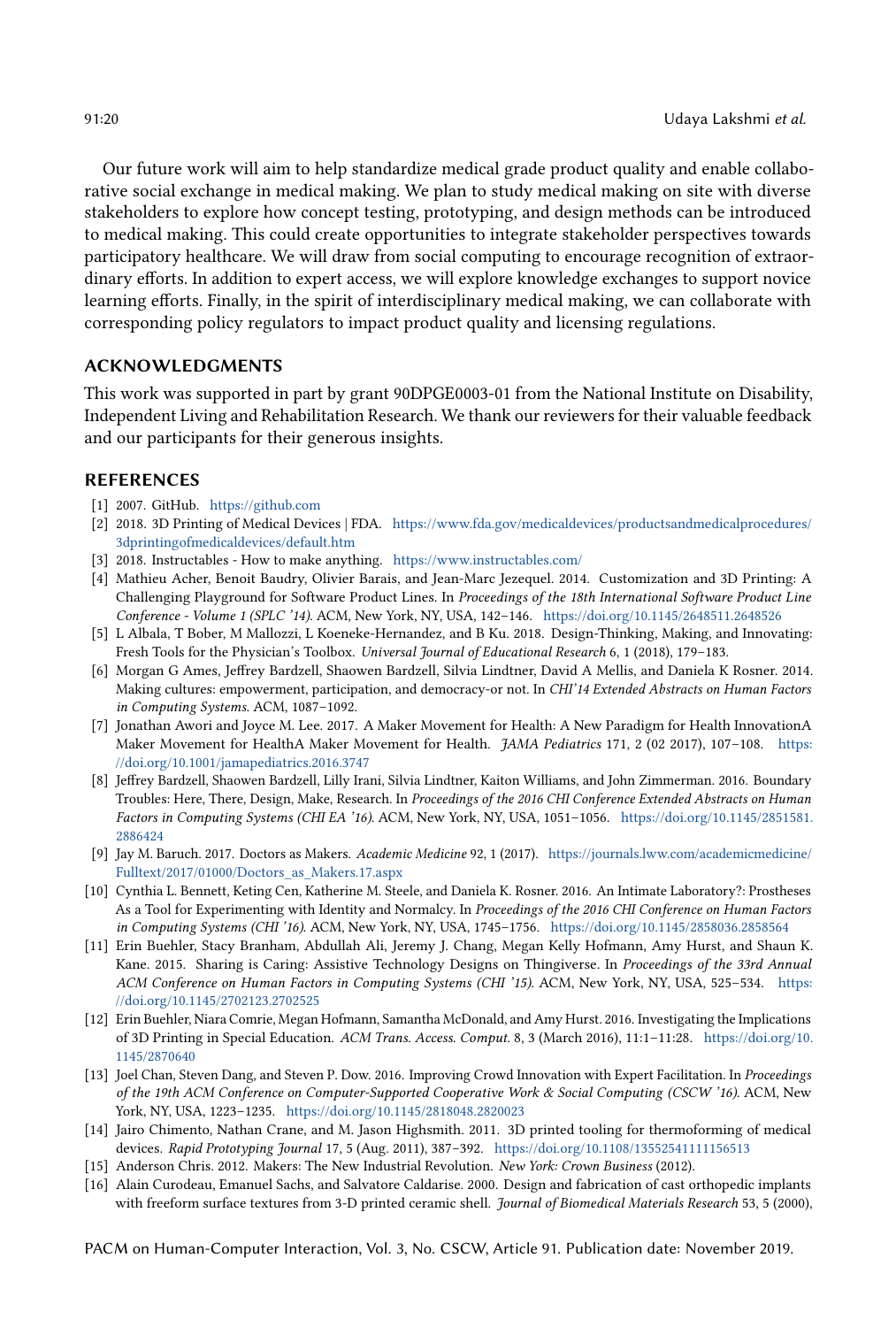Our future work will aim to help standardize medical grade product quality and enable collaborative social exchange in medical making. We plan to study medical making on site with diverse stakeholders to explore how concept testing, prototyping, and design methods can be introduced to medical making. This could create opportunities to integrate stakeholder perspectives towards participatory healthcare. We will draw from social computing to encourage recognition of extraordinary efforts. In addition to expert access, we will explore knowledge exchanges to support novice learning efforts. Finally, in the spirit of interdisciplinary medical making, we can collaborate with corresponding policy regulators to impact product quality and licensing regulations.

## ACKNOWLEDGMENTS

This work was supported in part by grant 90DPGE0003-01 from the National Institute on Disability, Independent Living and Rehabilitation Research. We thank our reviewers for their valuable feedback and our participants for their generous insights.

## REFERENCES

[1] 2007. GitHub. https://github.com

[2] 2018. 3D Printing of Medical Devices | FDA. https://www.fda.gov/medicaldevices/productsandmedicalprocedures/3dprintingofmedicaldevices/default.htm

[3] 2018. Instructables - How to make anything. https://www.instructables.com/

[4] Mathieu Acher, Benoit Baudry, Olivier Barais, and Jean-Marc Jezequel. 2014. Customization and 3D Printing: A Challenging Playground for Software Product Lines. In *Proceedings of the 18th International Software Product Line Conference - Volume 1 (SPLC '14)*. ACM, New York, NY, USA, 142–146. https://doi.org/10.1145/2648511.2648526

[5] L Albala, T Bober, M Mallozzi, L Koeneke-Hernandez, and B Ku. 2018. Design-Thinking, Making, and Innovating: Fresh Tools for the Physician's Toolbox. *Universal Journal of Educational Research* 6, 1 (2018), 179–183.

[6] Morgan G Ames, Jeffrey Bardzell, Shaowen Bardzell, Silvia Lindtner, David A Mellis, and Daniela K Rosner. 2014. Making cultures: empowerment, participation, and democracy-or not. In *CHI'14 Extended Abstracts on Human Factors in Computing Systems*. ACM, 1087–1092.

[7] Jonathan Awori and Joyce M. Lee. 2017. A Maker Movement for Health: A New Paradigm for Health InnovationA Maker Movement for HealthA Maker Movement for Health. *JAMA Pediatrics* 171, 2 (02 2017), 107–108. https://doi.org/10.1001/jamapediatrics.2016.3747

[8] Jeffrey Bardzell, Shaowen Bardzell, Lilly Irani, Silvia Lindtner, Kaiton Williams, and John Zimmerman. 2016. Boundary Troubles: Here, There, Design, Make, Research. In *Proceedings of the 2016 CHI Conference Extended Abstracts on Human Factors in Computing Systems (CHI EA '16)*. ACM, New York, NY, USA, 1051–1056. https://doi.org/10.1145/2851581.2886424

[9] Jay M. Baruch. 2017. Doctors as Makers. *Academic Medicine* 92, 1 (2017). https://journals.lww.com/academicmedicine/Fulltext/2017/01000/Doctors_as_Makers.17.aspx

[10] Cynthia L. Bennett, Keting Cen, Katherine M. Steele, and Daniela K. Rosner. 2016. An Intimate Laboratory?: Prostheses As a Tool for Experimenting with Identity and Normalcy. In *Proceedings of the 2016 CHI Conference on Human Factors in Computing Systems (CHI '16)*. ACM, New York, NY, USA, 1745–1756. https://doi.org/10.1145/2858036.2858564

[11] Erin Buehler, Stacy Branham, Abdullah Ali, Jeremy J. Chang, Megan Kelly Hofmann, Amy Hurst, and Shaun K. Kane. 2015. Sharing is Caring: Assistive Technology Designs on Thingiverse. In *Proceedings of the 33rd Annual ACM Conference on Human Factors in Computing Systems (CHI '15)*. ACM, New York, NY, USA, 525–534. https://doi.org/10.1145/2702123.2702525

[12] Erin Buehler, Niara Comrie, Megan Hofmann, Samantha McDonald, and Amy Hurst. 2016. Investigating the Implications of 3D Printing in Special Education. *ACM Trans. Access. Comput.* 8, 3 (March 2016), 11:1–11:28. https://doi.org/10.1145/2870640

[13] Joel Chan, Steven Dang, and Steven P. Dow. 2016. Improving Crowd Innovation with Expert Facilitation. In *Proceedings of the 19th ACM Conference on Computer-Supported Cooperative Work & Social Computing (CSCW '16)*. ACM, New York, NY, USA, 1223–1235. https://doi.org/10.1145/2818048.2820023

[14] Jairo Chimento, Nathan Crane, and M. Jason Highsmith. 2011. 3D printed tooling for thermoforming of medical devices. *Rapid Prototyping Journal* 17, 5 (Aug. 2011), 387–392. https://doi.org/10.1108/13552541111156513

[15] Anderson Chris. 2012. Makers: The New Industrial Revolution. *New York: Crown Business* (2012).

[16] Alain Curodeau, Emanuel Sachs, and Salvatore Caldarise. 2000. Design and fabrication of cast orthopedic implants with freeform surface textures from 3-D printed ceramic shell. *Journal of Biomedical Materials Research* 53, 5 (2000),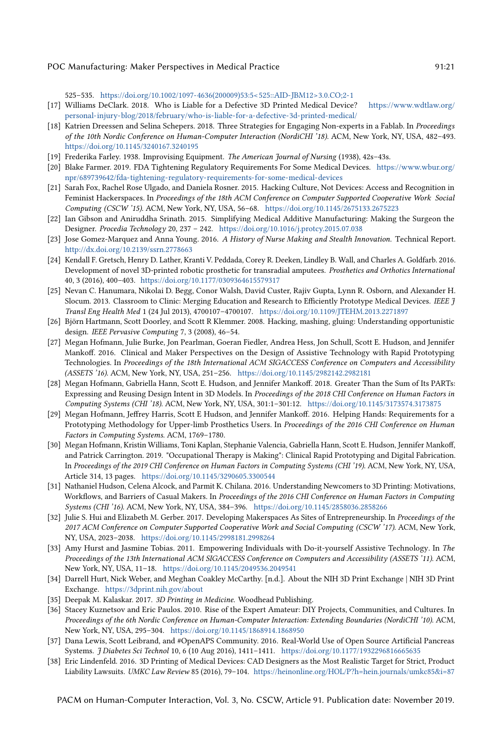525–535. https://doi.org/10.1002/1097-4636(200009)53:5<525::AID-JBM12>3.0.CO;2-1

[17] Williams DeClark. 2018. Who is Liable for a Defective 3D Printed Medical Device? https://www.wdtlaw.org/personal-injury-blog/2018/february/who-is-liable-for-a-defective-3d-printed-medical/

[18] Katrien Dreessen and Selina Schepers. 2018. Three Strategies for Engaging Non-experts in a Fablab. In *Proceedings of the 10th Nordic Conference on Human-Computer Interaction (NordiCHI '18)*. ACM, New York, NY, USA, 482–493. https://doi.org/10.1145/3240167.3240195

[19] Frederika Farley. 1938. Improvising Equipment. *The American Journal of Nursing* (1938), 42s–43s.

[20] Blake Farmer. 2019. FDA Tightening Regulatory Requirements For Some Medical Devices. https://www.wbur.org/npr/689739642/fda-tightening-regulatory-requirements-for-some-medical-devices

[21] Sarah Fox, Rachel Rose Ulgado, and Daniela Rosner. 2015. Hacking Culture, Not Devices: Access and Recognition in Feminist Hackerspaces. In *Proceedings of the 18th ACM Conference on Computer Supported Cooperative Work Social Computing (CSCW '15)*. ACM, New York, NY, USA, 56–68. https://doi.org/10.1145/2675133.2675223

[22] Ian Gibson and Aniruddha Srinath. 2015. Simplifying Medical Additive Manufacturing: Making the Surgeon the Designer. *Procedia Technology* 20, 237 – 242. https://doi.org/10.1016/j.protcy.2015.07.038

[23] Jose Gomez-Marquez and Anna Young. 2016. *A History of Nurse Making and Stealth Innovation.* Technical Report. http://dx.doi.org/10.2139/ssrn.2778663

[24] Kendall F. Gretsch, Henry D. Lather, Kranti V. Peddada, Corey R. Deeken, Lindley B. Wall, and Charles A. Goldfarb. 2016. Development of novel 3D-printed robotic prosthetic for transradial amputees. *Prosthetics and Orthotics International* 40, 3 (2016), 400–403. https://doi.org/10.1177/0309364615579317

[25] Nevan C. Hanumara, Nikolai D. Begg, Conor Walsh, David Custer, Rajiv Gupta, Lynn R. Osborn, and Alexander H. Slocum. 2013. Classroom to Clinic: Merging Education and Research to Efficiently Prototype Medical Devices. *IEEE J Transl Eng Health Med* 1 (24 Jul 2013), 4700107–4700107. https://doi.org/10.1109/JTEHM.2013.2271897

[26] Björn Hartmann, Scott Doorley, and Scott R Klemmer. 2008. Hacking, mashing, gluing: Understanding opportunistic design. *IEEE Pervasive Computing* 7, 3 (2008), 46–54.

[27] Megan Hofmann, Julie Burke, Jon Pearlman, Goeran Fiedler, Andrea Hess, Jon Schull, Scott E. Hudson, and Jennifer Mankoff. 2016. Clinical and Maker Perspectives on the Design of Assistive Technology with Rapid Prototyping Technologies. In *Proceedings of the 18th International ACM SIGACCESS Conference on Computers and Accessibility (ASSETS '16)*. ACM, New York, NY, USA, 251–256. https://doi.org/10.1145/2982142.2982181

[28] Megan Hofmann, Gabriella Hann, Scott E. Hudson, and Jennifer Mankoff. 2018. Greater Than the Sum of Its PARTs: Expressing and Reusing Design Intent in 3D Models. In *Proceedings of the 2018 CHI Conference on Human Factors in Computing Systems (CHI '18)*. ACM, New York, NY, USA, 301:1–301:12. https://doi.org/10.1145/3173574.3173875

[29] Megan Hofmann, Jeffrey Harris, Scott E Hudson, and Jennifer Mankoff. 2016. Helping Hands: Requirements for a Prototyping Methodology for Upper-limb Prosthetics Users. In *Proceedings of the 2016 CHI Conference on Human Factors in Computing Systems.* ACM, 1769–1780.

[30] Megan Hofmann, Kristin Williams, Toni Kaplan, Stephanie Valencia, Gabriella Hann, Scott E. Hudson, Jennifer Mankoff, and Patrick Carrington. 2019. "Occupational Therapy is Making": Clinical Rapid Prototyping and Digital Fabrication. In *Proceedings of the 2019 CHI Conference on Human Factors in Computing Systems (CHI '19)*. ACM, New York, NY, USA, Article 314, 13 pages. https://doi.org/10.1145/3290605.3300544

[31] Nathaniel Hudson, Celena Alcock, and Parmit K. Chilana. 2016. Understanding Newcomers to 3D Printing: Motivations, Workflows, and Barriers of Casual Makers. In *Proceedings of the 2016 CHI Conference on Human Factors in Computing Systems (CHI '16)*. ACM, New York, NY, USA, 384–396. https://doi.org/10.1145/2858036.2858266

[32] Julie S. Hui and Elizabeth M. Gerber. 2017. Developing Makerspaces As Sites of Entrepreneurship. In *Proceedings of the 2017 ACM Conference on Computer Supported Cooperative Work and Social Computing (CSCW '17)*. ACM, New York, NY, USA, 2023–2038. https://doi.org/10.1145/2998181.2998264

[33] Amy Hurst and Jasmine Tobias. 2011. Empowering Individuals with Do-it-yourself Assistive Technology. In *The Proceedings of the 13th International ACM SIGACCESS Conference on Computers and Accessibility (ASSETS '11)*. ACM, New York, NY, USA, 11–18. https://doi.org/10.1145/2049536.2049541

[34] Darrell Hurt, Nick Weber, and Meghan Coakley McCarthy. [n.d.]. About the NIH 3D Print Exchange | NIH 3D Print Exchange. https://3dprint.nih.gov/about

[35] Deepak M. Kalaskar. 2017. *3D Printing in Medicine.* Woodhead Publishing.

[36] Stacey Kuznetsov and Eric Paulos. 2010. Rise of the Expert Amateur: DIY Projects, Communities, and Cultures. In *Proceedings of the 6th Nordic Conference on Human-Computer Interaction: Extending Boundaries (NordiCHI '10)*. ACM, New York, NY, USA, 295–304. https://doi.org/10.1145/1868914.1868950

[37] Dana Lewis, Scott Leibrand, and #OpenAPS Community. 2016. Real-World Use of Open Source Artificial Pancreas Systems. *J Diabetes Sci Technol* 10, 6 (10 Aug 2016), 1411–1411. https://doi.org/10.1177/1932296816665635

[38] Eric Lindenfeld. 2016. 3D Printing of Medical Devices: CAD Designers as the Most Realistic Target for Strict, Product Liability Lawsuits. *UMKC Law Review* 85 (2016), 79–104. https://heinonline.org/HOL/P?h=hein.journals/umkc85&i=87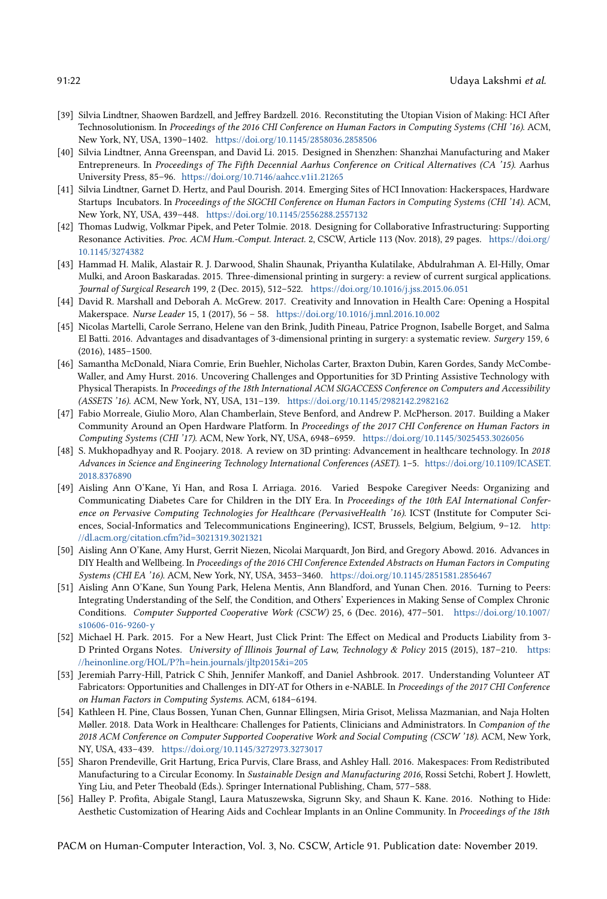[39] Silvia Lindtner, Shaowen Bardzell, and Jeffrey Bardzell. 2016. Reconstituting the Utopian Vision of Making: HCI After Technosolutionism. In *Proceedings of the 2016 CHI Conference on Human Factors in Computing Systems (CHI '16)*. ACM, New York, NY, USA, 1390–1402. https://doi.org/10.1145/2858036.2858506

[40] Silvia Lindtner, Anna Greenspan, and David Li. 2015. Designed in Shenzhen: Shanzhai Manufacturing and Maker Entrepreneurs. In *Proceedings of The Fifth Decennial Aarhus Conference on Critical Alternatives (CA '15)*. Aarhus University Press, 85–96. https://doi.org/10.7146/aahcc.v1i1.21265

[41] Silvia Lindtner, Garnet D. Hertz, and Paul Dourish. 2014. Emerging Sites of HCI Innovation: Hackerspaces, Hardware Startups Incubators. In *Proceedings of the SIGCHI Conference on Human Factors in Computing Systems (CHI '14)*. ACM, New York, NY, USA, 439–448. https://doi.org/10.1145/2556288.2557132

[42] Thomas Ludwig, Volkmar Pipek, and Peter Tolmie. 2018. Designing for Collaborative Infrastructuring: Supporting Resonance Activities. *Proc. ACM Hum.-Comput. Interact.* 2, CSCW, Article 113 (Nov. 2018), 29 pages. https://doi.org/10.1145/3274382

[43] Hammad H. Malik, Alastair R. J. Darwood, Shalin Shaunak, Priyantha Kulatilake, Abdulrahman A. El-Hilly, Omar Mulki, and Aroon Baskaradas. 2015. Three-dimensional printing in surgery: a review of current surgical applications. *Journal of Surgical Research* 199, 2 (Dec. 2015), 512–522. https://doi.org/10.1016/j.jss.2015.06.051

[44] David R. Marshall and Deborah A. McGrew. 2017. Creativity and Innovation in Health Care: Opening a Hospital Makerspace. *Nurse Leader* 15, 1 (2017), 56 – 58. https://doi.org/10.1016/j.mnl.2016.10.002

[45] Nicolas Martelli, Carole Serrano, Helene van den Brink, Judith Pineau, Patrice Prognon, Isabelle Borget, and Salma El Batti. 2016. Advantages and disadvantages of 3-dimensional printing in surgery: a systematic review. *Surgery* 159, 6 (2016), 1485–1500.

[46] Samantha McDonald, Niara Comrie, Erin Buehler, Nicholas Carter, Braxton Dubin, Karen Gordes, Sandy McCombe-Waller, and Amy Hurst. 2016. Uncovering Challenges and Opportunities for 3D Printing Assistive Technology with Physical Therapists. In *Proceedings of the 18th International ACM SIGACCESS Conference on Computers and Accessibility (ASSETS '16)*. ACM, New York, NY, USA, 131–139. https://doi.org/10.1145/2982142.2982162

[47] Fabio Morreale, Giulio Moro, Alan Chamberlain, Steve Benford, and Andrew P. McPherson. 2017. Building a Maker Community Around an Open Hardware Platform. In *Proceedings of the 2017 CHI Conference on Human Factors in Computing Systems (CHI '17)*. ACM, New York, NY, USA, 6948–6959. https://doi.org/10.1145/3025453.3026056

[48] S. Mukhopadhyay and R. Poojary. 2018. A review on 3D printing: Advancement in healthcare technology. In *2018 Advances in Science and Engineering Technology International Conferences (ASET)*. 1–5. https://doi.org/10.1109/ICASET.2018.8376890

[49] Aisling Ann O'Kane, Yi Han, and Rosa I. Arriaga. 2016. Varied Bespoke Caregiver Needs: Organizing and Communicating Diabetes Care for Children in the DIY Era. In *Proceedings of the 10th EAI International Conference on Pervasive Computing Technologies for Healthcare (PervasiveHealth '16)*. ICST (Institute for Computer Sciences, Social-Informatics and Telecommunications Engineering), ICST, Brussels, Belgium, Belgium, 9–12. http://dl.acm.org/citation.cfm?id=3021319.3021321

[50] Aisling Ann O'Kane, Amy Hurst, Gerrit Niezen, Nicolai Marquardt, Jon Bird, and Gregory Abowd. 2016. Advances in DIY Health and Wellbeing. In *Proceedings of the 2016 CHI Conference Extended Abstracts on Human Factors in Computing Systems (CHI EA '16)*. ACM, New York, NY, USA, 3453–3460. https://doi.org/10.1145/2851581.2856467

[51] Aisling Ann O'Kane, Sun Young Park, Helena Mentis, Ann Blandford, and Yunan Chen. 2016. Turning to Peers: Integrating Understanding of the Self, the Condition, and Others' Experiences in Making Sense of Complex Chronic Conditions. *Computer Supported Cooperative Work (CSCW)* 25, 6 (Dec. 2016), 477–501. https://doi.org/10.1007/s10606-016-9260-y

[52] Michael H. Park. 2015. For a New Heart, Just Click Print: The Effect on Medical and Products Liability from 3-D Printed Organs Notes. *University of Illinois Journal of Law, Technology & Policy* 2015 (2015), 187–210. https://heinonline.org/HOL/P?h=hein.journals/jltp2015&i=205

[53] Jeremiah Parry-Hill, Patrick C Shih, Jennifer Mankoff, and Daniel Ashbrook. 2017. Understanding Volunteer AT Fabricators: Opportunities and Challenges in DIY-AT for Others in e-NABLE. In *Proceedings of the 2017 CHI Conference on Human Factors in Computing Systems*. ACM, 6184–6194.

[54] Kathleen H. Pine, Claus Bossen, Yunan Chen, Gunnar Ellingsen, Miria Grisot, Melissa Mazmanian, and Naja Holten Møller. 2018. Data Work in Healthcare: Challenges for Patients, Clinicians and Administrators. In *Companion of the 2018 ACM Conference on Computer Supported Cooperative Work and Social Computing (CSCW '18)*. ACM, New York, NY, USA, 433–439. https://doi.org/10.1145/3272973.3273017

[55] Sharon Prendeville, Grit Hartung, Erica Purvis, Clare Brass, and Ashley Hall. 2016. Makespaces: From Redistributed Manufacturing to a Circular Economy. In *Sustainable Design and Manufacturing 2016*, Rossi Setchi, Robert J. Howlett, Ying Liu, and Peter Theobald (Eds.). Springer International Publishing, Cham, 577–588.

[56] Halley P. Profita, Abigale Stangl, Laura Matuszewska, Sigrunn Sky, and Shaun K. Kane. 2016. Nothing to Hide: Aesthetic Customization of Hearing Aids and Cochlear Implants in an Online Community. In *Proceedings of the 18th*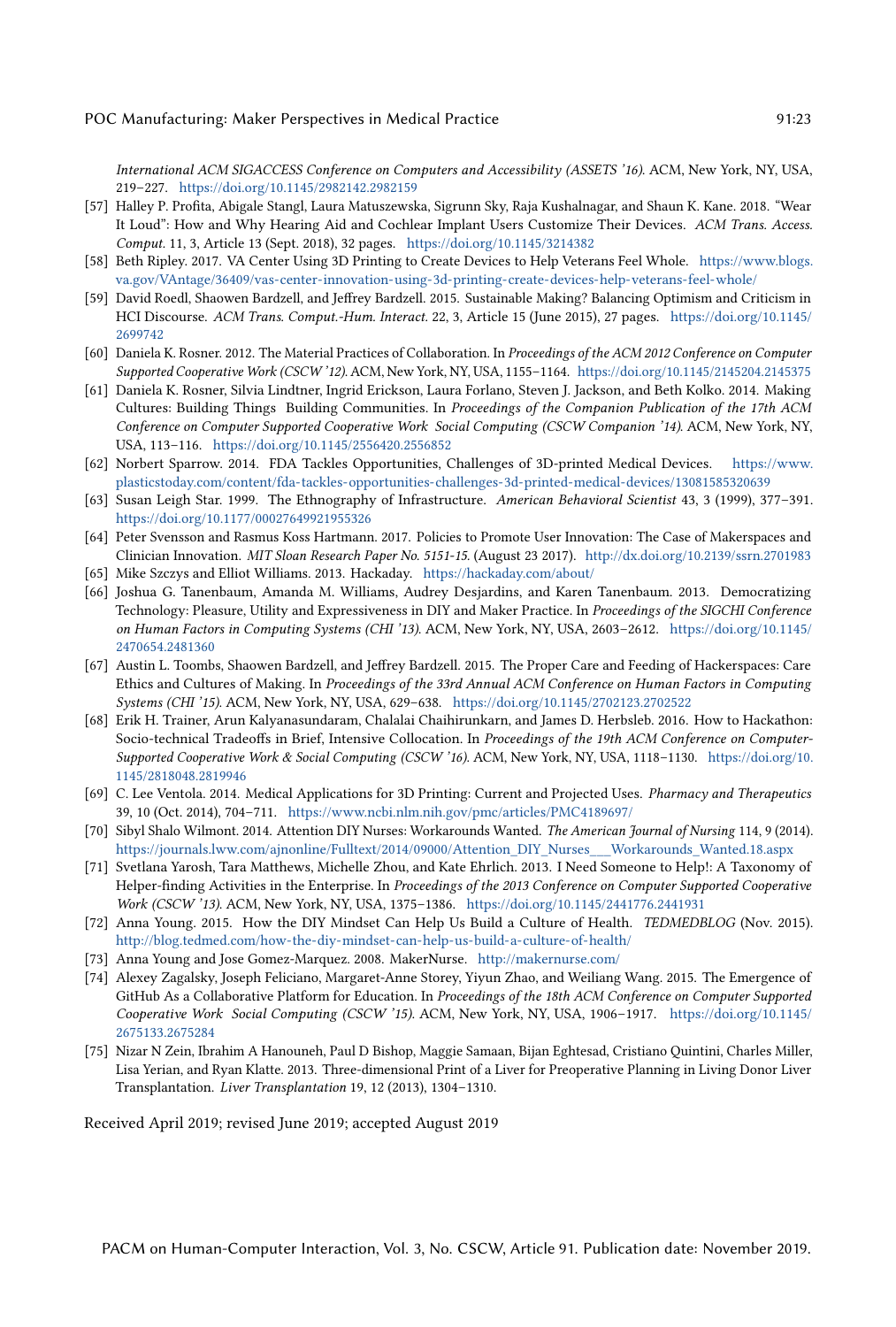International ACM SIGACCESS Conference on Computers and Accessibility (ASSETS '16)*. ACM, New York, NY, USA, 219–227. https://doi.org/10.1145/2982142.2982159

[57] Halley P. Profita, Abigale Stangl, Laura Matuszewska, Sigrunn Sky, Raja Kushalnagar, and Shaun K. Kane. 2018. "Wear It Loud": How and Why Hearing Aid and Cochlear Implant Users Customize Their Devices. *ACM Trans. Access. Comput.* 11, 3, Article 13 (Sept. 2018), 32 pages. https://doi.org/10.1145/3214382

[58] Beth Ripley. 2017. VA Center Using 3D Printing to Create Devices to Help Veterans Feel Whole. https://www.blogs.va.gov/VAntage/36409/vas-center-innovation-using-3d-printing-create-devices-help-veterans-feel-whole/

[59] David Roedl, Shaowen Bardzell, and Jeffrey Bardzell. 2015. Sustainable Making? Balancing Optimism and Criticism in HCI Discourse. *ACM Trans. Comput.-Hum. Interact.* 22, 3, Article 15 (June 2015), 27 pages. https://doi.org/10.1145/2699742

[60] Daniela K. Rosner. 2012. The Material Practices of Collaboration. In *Proceedings of the ACM 2012 Conference on Computer Supported Cooperative Work (CSCW '12)*. ACM, New York, NY, USA, 1155–1164. https://doi.org/10.1145/2145204.2145375

[61] Daniela K. Rosner, Silvia Lindtner, Ingrid Erickson, Laura Forlano, Steven J. Jackson, and Beth Kolko. 2014. Making Cultures: Building Things Building Communities. In *Proceedings of the Companion Publication of the 17th ACM Conference on Computer Supported Cooperative Work Social Computing (CSCW Companion '14)*. ACM, New York, NY, USA, 113–116. https://doi.org/10.1145/2556420.2556852

[62] Norbert Sparrow. 2014. FDA Tackles Opportunities, Challenges of 3D-printed Medical Devices. https://www.plasticstoday.com/content/fda-tackles-opportunities-challenges-3d-printed-medical-devices/13081585320639

[63] Susan Leigh Star. 1999. The Ethnography of Infrastructure. *American Behavioral Scientist* 43, 3 (1999), 377–391. https://doi.org/10.1177/00027649921955326

[64] Peter Svensson and Rasmus Koss Hartmann. 2017. Policies to Promote User Innovation: The Case of Makerspaces and Clinician Innovation. *MIT Sloan Research Paper No. 5151-15.* (August 23 2017). http://dx.doi.org/10.2139/ssrn.2701983

[65] Mike Szczys and Elliot Williams. 2013. Hackaday. https://hackaday.com/about/

[66] Joshua G. Tanenbaum, Amanda M. Williams, Audrey Desjardins, and Karen Tanenbaum. 2013. Democratizing Technology: Pleasure, Utility and Expressiveness in DIY and Maker Practice. In *Proceedings of the SIGCHI Conference on Human Factors in Computing Systems (CHI '13)*. ACM, New York, NY, USA, 2603–2612. https://doi.org/10.1145/2470654.2481360

[67] Austin L. Toombs, Shaowen Bardzell, and Jeffrey Bardzell. 2015. The Proper Care and Feeding of Hackerspaces: Care Ethics and Cultures of Making. In *Proceedings of the 33rd Annual ACM Conference on Human Factors in Computing Systems (CHI '15)*. ACM, New York, NY, USA, 629–638. https://doi.org/10.1145/2702123.2702522

[68] Erik H. Trainer, Arun Kalyanasundaram, Chalalai Chaihirunkarn, and James D. Herbsleb. 2016. How to Hackathon: Socio-technical Tradeoffs in Brief, Intensive Collocation. In *Proceedings of the 19th ACM Conference on Computer-Supported Cooperative Work & Social Computing (CSCW '16)*. ACM, New York, NY, USA, 1118–1130. https://doi.org/10.1145/2818048.2819946

[69] C. Lee Ventola. 2014. Medical Applications for 3D Printing: Current and Projected Uses. *Pharmacy and Therapeutics* 39, 10 (Oct. 2014), 704–711. https://www.ncbi.nlm.nih.gov/pmc/articles/PMC4189697/

[70] Sibyl Shalo Wilmont. 2014. Attention DIY Nurses: Workarounds Wanted. *The American Journal of Nursing* 114, 9 (2014). https://journals.lww.com/ajnonline/Fulltext/2014/09000/Attention_DIY_Nurses___Workarounds_Wanted.18.aspx

[71] Svetlana Yarosh, Tara Matthews, Michelle Zhou, and Kate Ehrlich. 2013. I Need Someone to Help!: A Taxonomy of Helper-finding Activities in the Enterprise. In *Proceedings of the 2013 Conference on Computer Supported Cooperative Work (CSCW '13)*. ACM, New York, NY, USA, 1375–1386. https://doi.org/10.1145/2441776.2441931

[72] Anna Young. 2015. How the DIY Mindset Can Help Us Build a Culture of Health. *TEDMEDBLOG* (Nov. 2015). http://blog.tedmed.com/how-the-diy-mindset-can-help-us-build-a-culture-of-health/

[73] Anna Young and Jose Gomez-Marquez. 2008. MakerNurse. http://makernurse.com/

[74] Alexey Zagalsky, Joseph Feliciano, Margaret-Anne Storey, Yiyun Zhao, and Weiliang Wang. 2015. The Emergence of GitHub As a Collaborative Platform for Education. In *Proceedings of the 18th ACM Conference on Computer Supported Cooperative Work Social Computing (CSCW '15)*. ACM, New York, NY, USA, 1906–1917. https://doi.org/10.1145/2675133.2675284

[75] Nizar N Zein, Ibrahim A Hanouneh, Paul D Bishop, Maggie Samaan, Bijan Eghtesad, Cristiano Quintini, Charles Miller, Lisa Yerian, and Ryan Klatte. 2013. Three-dimensional Print of a Liver for Preoperative Planning in Living Donor Liver Transplantation. *Liver Transplantation* 19, 12 (2013), 1304–1310.

Received April 2019; revised June 2019; accepted August 2019